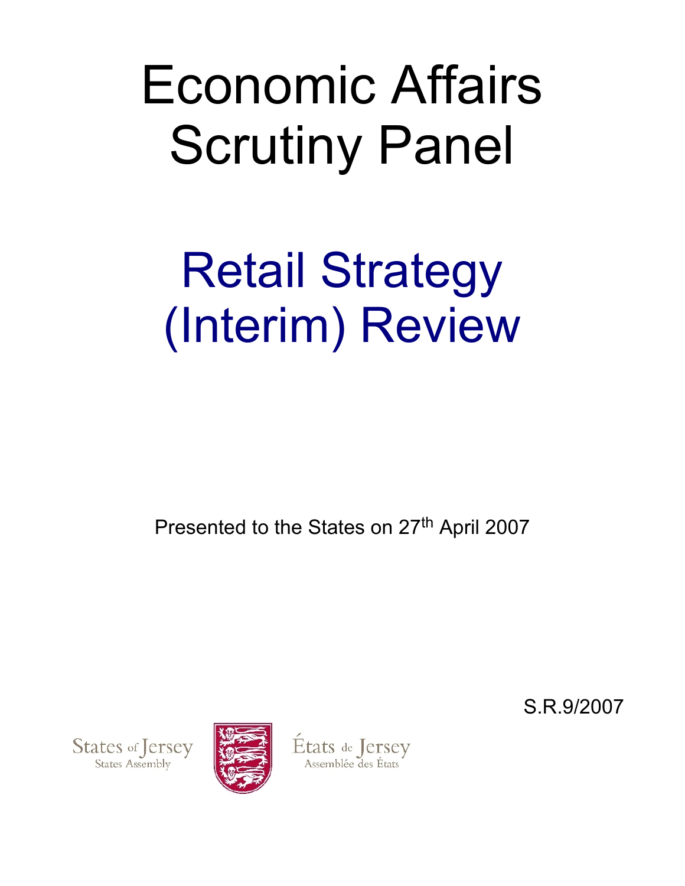# Economic Affairs Scrutiny Panel

# Retail Strategy (Interim) Review

Presented to the States on 27th April 2007

S.R.9/2007

States of Jersey
States Assembly

États de Jersey
Assemblée des États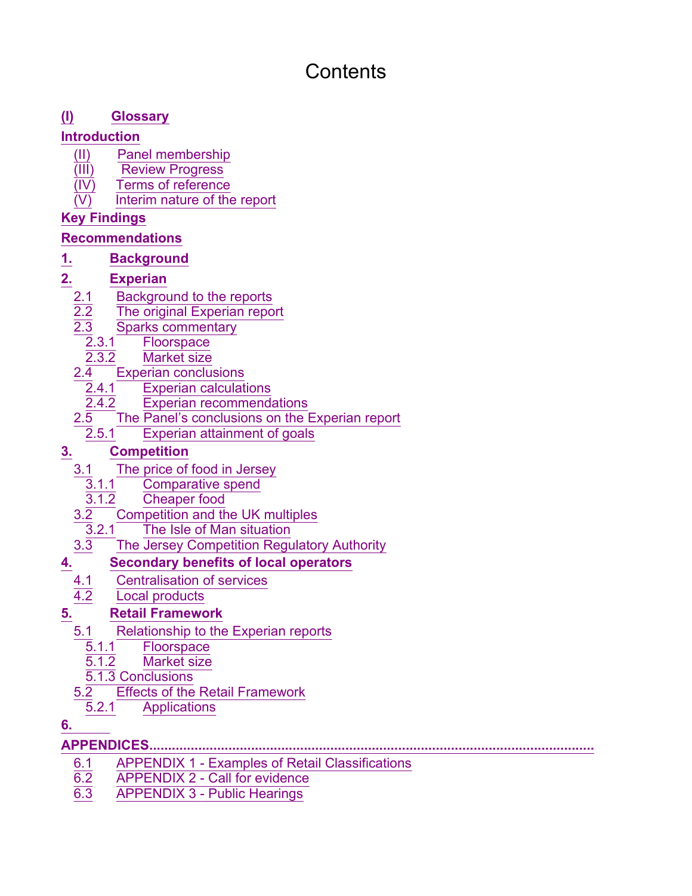# Contents

**(I) Glossary**

**Introduction**

- (II) Panel membership
- (III) Review Progress
- (IV) Terms of reference
- (V) Interim nature of the report

**Key Findings**

**Recommendations**

**1. Background**

**2. Experian**

- 2.1 Background to the reports
- 2.2 The original Experian report
- 2.3 Sparks commentary
  - 2.3.1 Floorspace
  - 2.3.2 Market size
- 2.4 Experian conclusions
  - 2.4.1 Experian calculations
  - 2.4.2 Experian recommendations
- 2.5 The Panel's conclusions on the Experian report
  - 2.5.1 Experian attainment of goals

**3. Competition**

- 3.1 The price of food in Jersey
  - 3.1.1 Comparative spend
  - 3.1.2 Cheaper food
- 3.2 Competition and the UK multiples
  - 3.2.1 The Isle of Man situation
- 3.3 The Jersey Competition Regulatory Authority

**4. Secondary benefits of local operators**

- 4.1 Centralisation of services
- 4.2 Local products

**5. Retail Framework**

- 5.1 Relationship to the Experian reports
  - 5.1.1 Floorspace
  - 5.1.2 Market size
  - 5.1.3 Conclusions
- 5.2 Effects of the Retail Framework
  - 5.2.1 Applications

**6.**

**APPENDICES**

- 6.1 APPENDIX 1 - Examples of Retail Classifications
- 6.2 APPENDIX 2 - Call for evidence
- 6.3 APPENDIX 3 - Public Hearings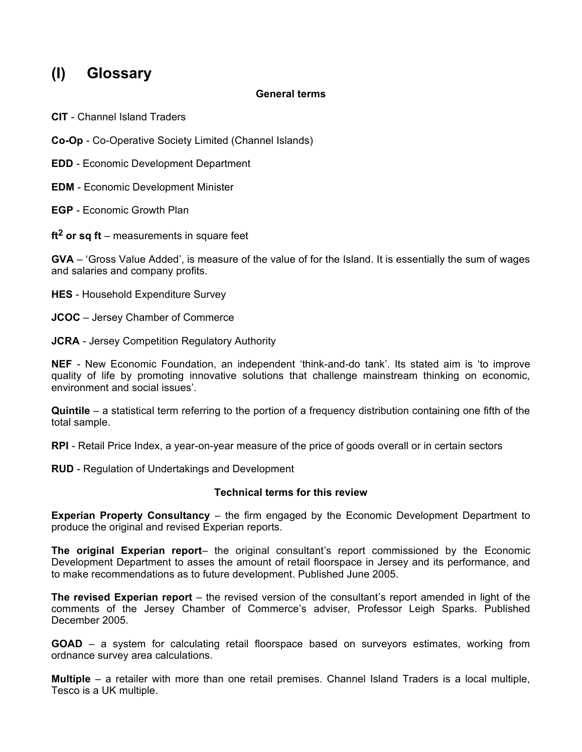# (I) Glossary

**General terms**

**CIT** - Channel Island Traders

**Co-Op** - Co-Operative Society Limited (Channel Islands)

**EDD** - Economic Development Department

**EDM** - Economic Development Minister

**EGP** - Economic Growth Plan

**ft$^2$ or sq ft** – measurements in square feet

**GVA** – 'Gross Value Added', is measure of the value of for the Island. It is essentially the sum of wages and salaries and company profits.

**HES** - Household Expenditure Survey

**JCOC** – Jersey Chamber of Commerce

**JCRA** - Jersey Competition Regulatory Authority

**NEF** - New Economic Foundation, an independent 'think-and-do tank'. Its stated aim is 'to improve quality of life by promoting innovative solutions that challenge mainstream thinking on economic, environment and social issues'.

**Quintile** – a statistical term referring to the portion of a frequency distribution containing one fifth of the total sample.

**RPI** - Retail Price Index, a year-on-year measure of the price of goods overall or in certain sectors

**RUD** - Regulation of Undertakings and Development

**Technical terms for this review**

**Experian Property Consultancy** – the firm engaged by the Economic Development Department to produce the original and revised Experian reports.

**The original Experian report**– the original consultant's report commissioned by the Economic Development Department to asses the amount of retail floorspace in Jersey and its performance, and to make recommendations as to future development. Published June 2005.

**The revised Experian report** – the revised version of the consultant's report amended in light of the comments of the Jersey Chamber of Commerce's adviser, Professor Leigh Sparks. Published December 2005.

**GOAD** – a system for calculating retail floorspace based on surveyors estimates, working from ordnance survey area calculations.

**Multiple** – a retailer with more than one retail premises. Channel Island Traders is a local multiple, Tesco is a UK multiple.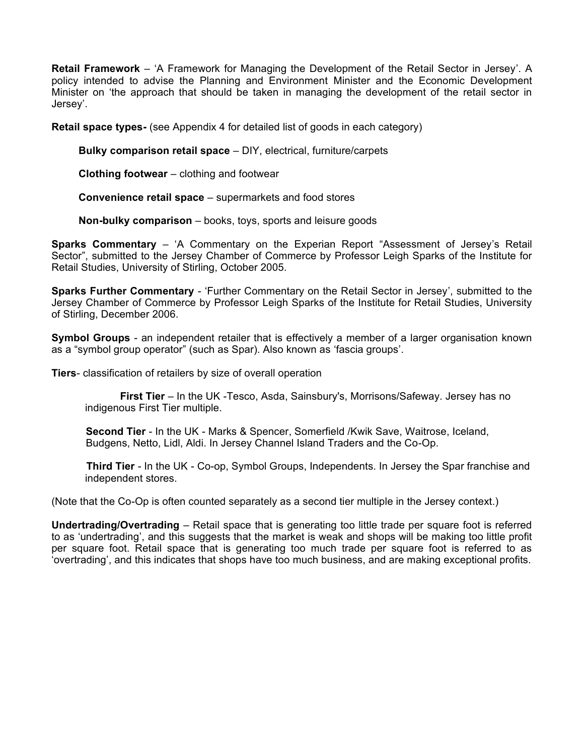**Retail Framework** – 'A Framework for Managing the Development of the Retail Sector in Jersey'. A policy intended to advise the Planning and Environment Minister and the Economic Development Minister on 'the approach that should be taken in managing the development of the retail sector in Jersey'.

**Retail space types-** (see Appendix 4 for detailed list of goods in each category)

> **Bulky comparison retail space** – DIY, electrical, furniture/carpets
>
> **Clothing footwear** – clothing and footwear
>
> **Convenience retail space** – supermarkets and food stores
>
> **Non-bulky comparison** – books, toys, sports and leisure goods

**Sparks Commentary** – 'A Commentary on the Experian Report "Assessment of Jersey's Retail Sector", submitted to the Jersey Chamber of Commerce by Professor Leigh Sparks of the Institute for Retail Studies, University of Stirling, October 2005.

**Sparks Further Commentary** - 'Further Commentary on the Retail Sector in Jersey', submitted to the Jersey Chamber of Commerce by Professor Leigh Sparks of the Institute for Retail Studies, University of Stirling, December 2006.

**Symbol Groups** - an independent retailer that is effectively a member of a larger organisation known as a "symbol group operator" (such as Spar). Also known as 'fascia groups'.

**Tiers**- classification of retailers by size of overall operation

> **First Tier** – In the UK -Tesco, Asda, Sainsbury's, Morrisons/Safeway. Jersey has no indigenous First Tier multiple.
>
> **Second Tier** - In the UK - Marks & Spencer, Somerfield /Kwik Save, Waitrose, Iceland, Budgens, Netto, Lidl, Aldi. In Jersey Channel Island Traders and the Co-Op.
>
> **Third Tier** - In the UK - Co-op, Symbol Groups, Independents. In Jersey the Spar franchise and independent stores.

(Note that the Co-Op is often counted separately as a second tier multiple in the Jersey context.)

**Undertrading/Overtrading** – Retail space that is generating too little trade per square foot is referred to as 'undertrading', and this suggests that the market is weak and shops will be making too little profit per square foot. Retail space that is generating too much trade per square foot is referred to as 'overtrading', and this indicates that shops have too much business, and are making exceptional profits.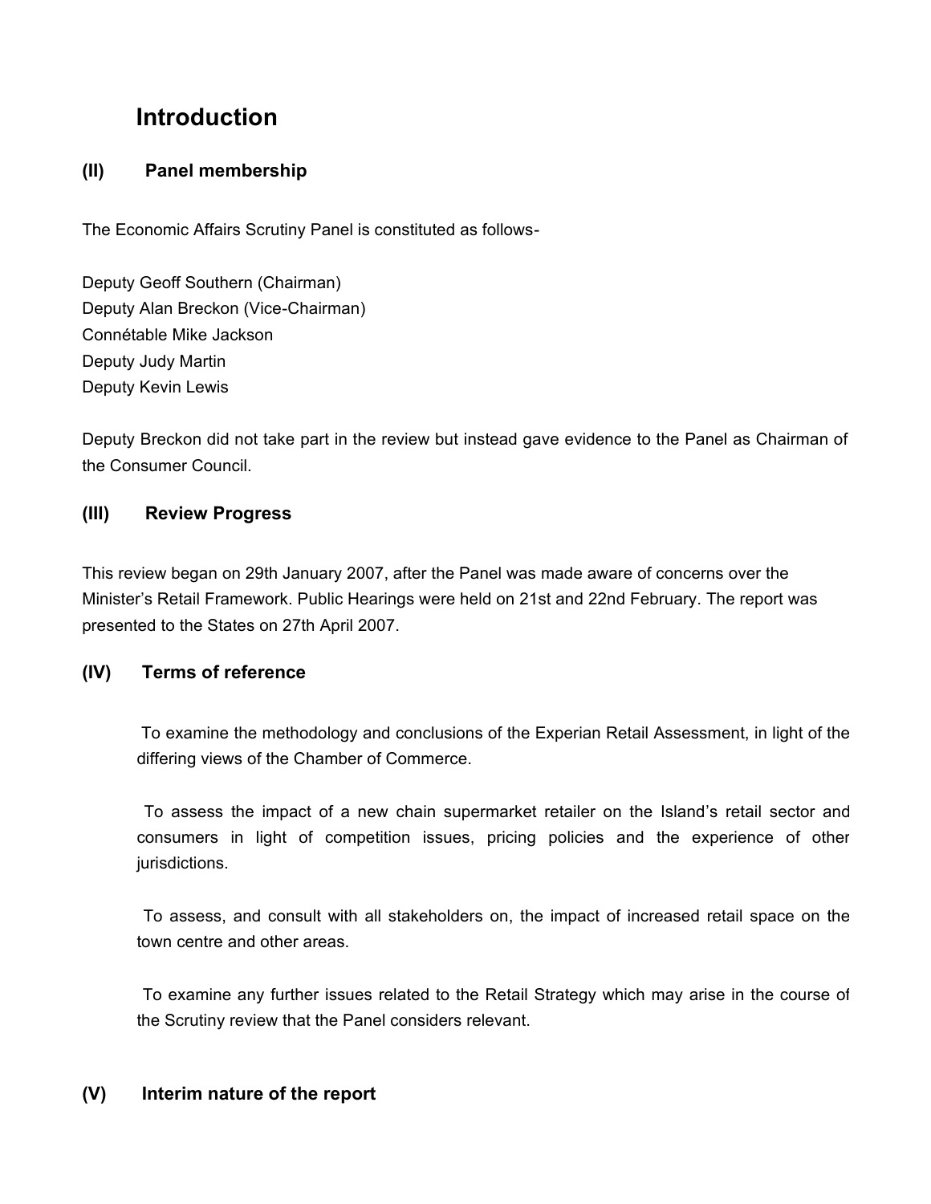# Introduction

## (II) Panel membership

The Economic Affairs Scrutiny Panel is constituted as follows-

Deputy Geoff Southern (Chairman)
Deputy Alan Breckon (Vice-Chairman)
Connétable Mike Jackson
Deputy Judy Martin
Deputy Kevin Lewis

Deputy Breckon did not take part in the review but instead gave evidence to the Panel as Chairman of the Consumer Council.

## (III) Review Progress

This review began on 29th January 2007, after the Panel was made aware of concerns over the Minister's Retail Framework. Public Hearings were held on 21st and 22nd February. The report was presented to the States on 27th April 2007.

## (IV) Terms of reference

To examine the methodology and conclusions of the Experian Retail Assessment, in light of the differing views of the Chamber of Commerce.

To assess the impact of a new chain supermarket retailer on the Island's retail sector and consumers in light of competition issues, pricing policies and the experience of other jurisdictions.

To assess, and consult with all stakeholders on, the impact of increased retail space on the town centre and other areas.

To examine any further issues related to the Retail Strategy which may arise in the course of the Scrutiny review that the Panel considers relevant.

## (V) Interim nature of the report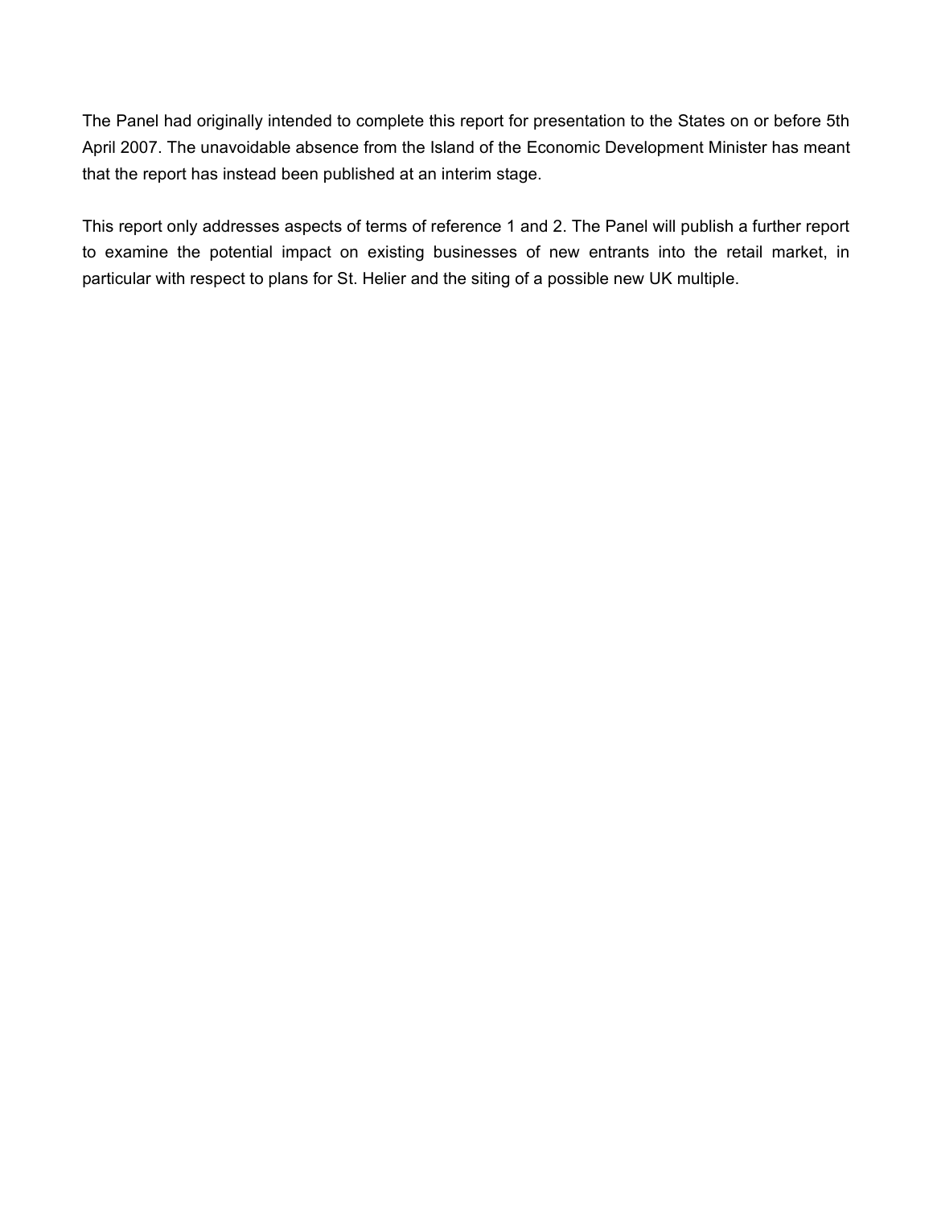The Panel had originally intended to complete this report for presentation to the States on or before 5th April 2007. The unavoidable absence from the Island of the Economic Development Minister has meant that the report has instead been published at an interim stage.

This report only addresses aspects of terms of reference 1 and 2. The Panel will publish a further report to examine the potential impact on existing businesses of new entrants into the retail market, in particular with respect to plans for St. Helier and the siting of a possible new UK multiple.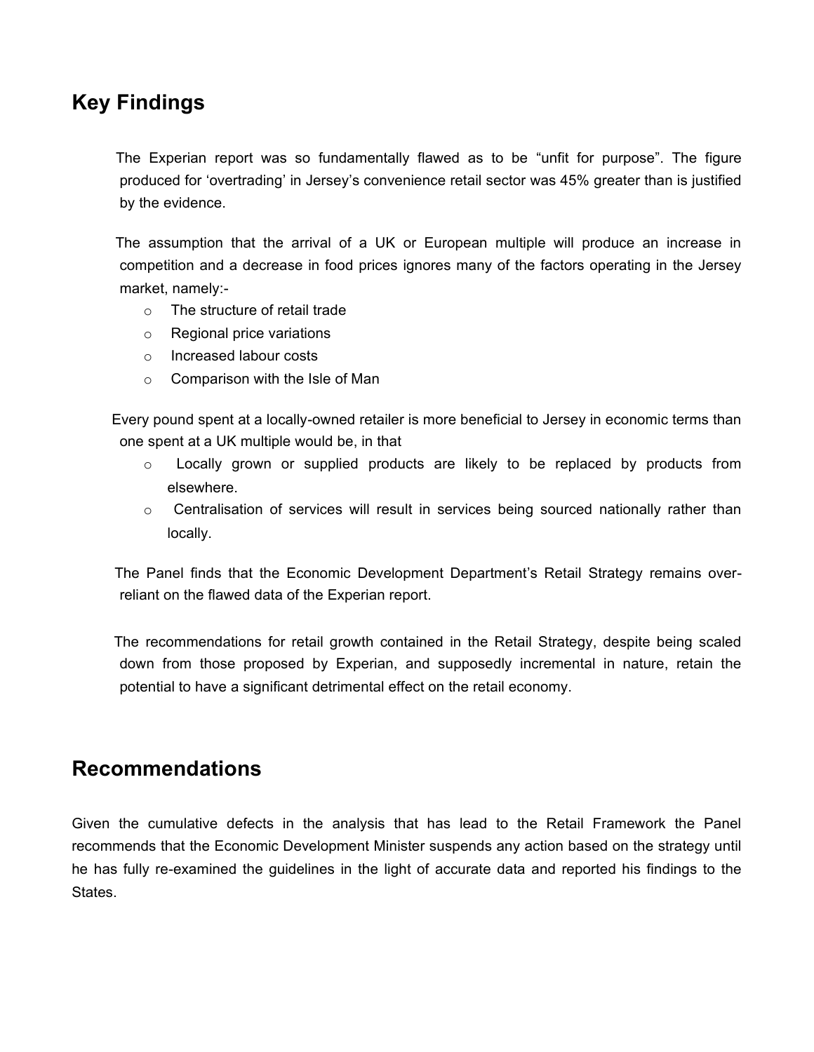## Key Findings

The Experian report was so fundamentally flawed as to be "unfit for purpose". The figure produced for 'overtrading' in Jersey's convenience retail sector was 45% greater than is justified by the evidence.

The assumption that the arrival of a UK or European multiple will produce an increase in competition and a decrease in food prices ignores many of the factors operating in the Jersey market, namely:-

- The structure of retail trade
- Regional price variations
- Increased labour costs
- Comparison with the Isle of Man

Every pound spent at a locally-owned retailer is more beneficial to Jersey in economic terms than one spent at a UK multiple would be, in that

- Locally grown or supplied products are likely to be replaced by products from elsewhere.
- Centralisation of services will result in services being sourced nationally rather than locally.

The Panel finds that the Economic Development Department's Retail Strategy remains over-reliant on the flawed data of the Experian report.

The recommendations for retail growth contained in the Retail Strategy, despite being scaled down from those proposed by Experian, and supposedly incremental in nature, retain the potential to have a significant detrimental effect on the retail economy.

## Recommendations

Given the cumulative defects in the analysis that has lead to the Retail Framework the Panel recommends that the Economic Development Minister suspends any action based on the strategy until he has fully re-examined the guidelines in the light of accurate data and reported his findings to the States.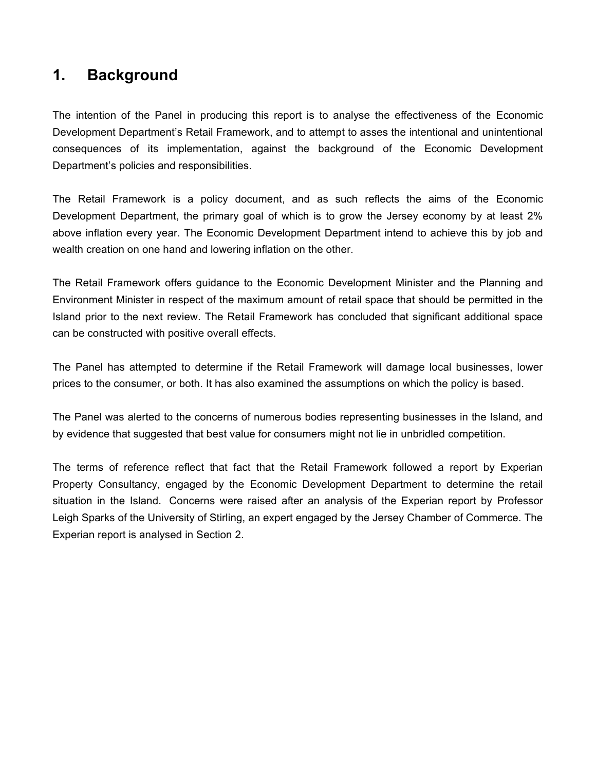# 1. Background

The intention of the Panel in producing this report is to analyse the effectiveness of the Economic Development Department's Retail Framework, and to attempt to asses the intentional and unintentional consequences of its implementation, against the background of the Economic Development Department's policies and responsibilities.

The Retail Framework is a policy document, and as such reflects the aims of the Economic Development Department, the primary goal of which is to grow the Jersey economy by at least 2% above inflation every year. The Economic Development Department intend to achieve this by job and wealth creation on one hand and lowering inflation on the other.

The Retail Framework offers guidance to the Economic Development Minister and the Planning and Environment Minister in respect of the maximum amount of retail space that should be permitted in the Island prior to the next review. The Retail Framework has concluded that significant additional space can be constructed with positive overall effects.

The Panel has attempted to determine if the Retail Framework will damage local businesses, lower prices to the consumer, or both. It has also examined the assumptions on which the policy is based.

The Panel was alerted to the concerns of numerous bodies representing businesses in the Island, and by evidence that suggested that best value for consumers might not lie in unbridled competition.

The terms of reference reflect that fact that the Retail Framework followed a report by Experian Property Consultancy, engaged by the Economic Development Department to determine the retail situation in the Island. Concerns were raised after an analysis of the Experian report by Professor Leigh Sparks of the University of Stirling, an expert engaged by the Jersey Chamber of Commerce. The Experian report is analysed in Section 2.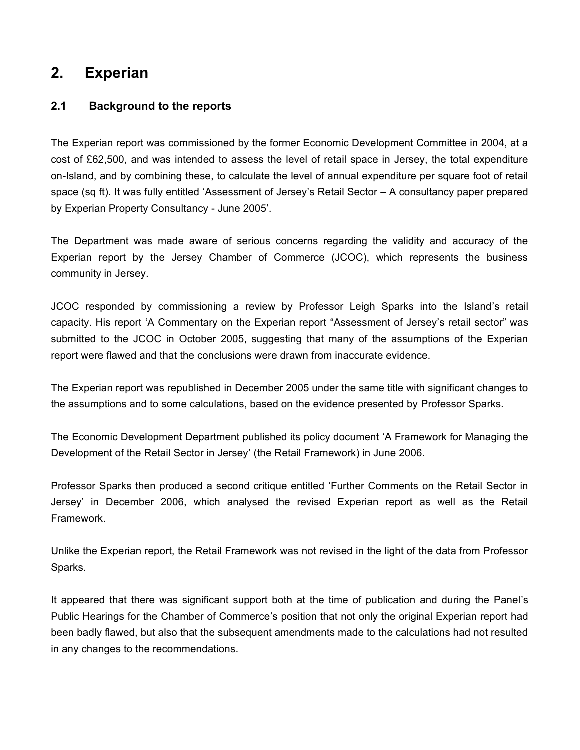# 2. Experian

## 2.1 Background to the reports

The Experian report was commissioned by the former Economic Development Committee in 2004, at a cost of £62,500, and was intended to assess the level of retail space in Jersey, the total expenditure on-Island, and by combining these, to calculate the level of annual expenditure per square foot of retail space (sq ft). It was fully entitled 'Assessment of Jersey's Retail Sector – A consultancy paper prepared by Experian Property Consultancy - June 2005'.

The Department was made aware of serious concerns regarding the validity and accuracy of the Experian report by the Jersey Chamber of Commerce (JCOC), which represents the business community in Jersey.

JCOC responded by commissioning a review by Professor Leigh Sparks into the Island's retail capacity. His report 'A Commentary on the Experian report "Assessment of Jersey's retail sector" was submitted to the JCOC in October 2005, suggesting that many of the assumptions of the Experian report were flawed and that the conclusions were drawn from inaccurate evidence.

The Experian report was republished in December 2005 under the same title with significant changes to the assumptions and to some calculations, based on the evidence presented by Professor Sparks.

The Economic Development Department published its policy document 'A Framework for Managing the Development of the Retail Sector in Jersey' (the Retail Framework) in June 2006.

Professor Sparks then produced a second critique entitled 'Further Comments on the Retail Sector in Jersey' in December 2006, which analysed the revised Experian report as well as the Retail Framework.

Unlike the Experian report, the Retail Framework was not revised in the light of the data from Professor Sparks.

It appeared that there was significant support both at the time of publication and during the Panel's Public Hearings for the Chamber of Commerce's position that not only the original Experian report had been badly flawed, but also that the subsequent amendments made to the calculations had not resulted in any changes to the recommendations.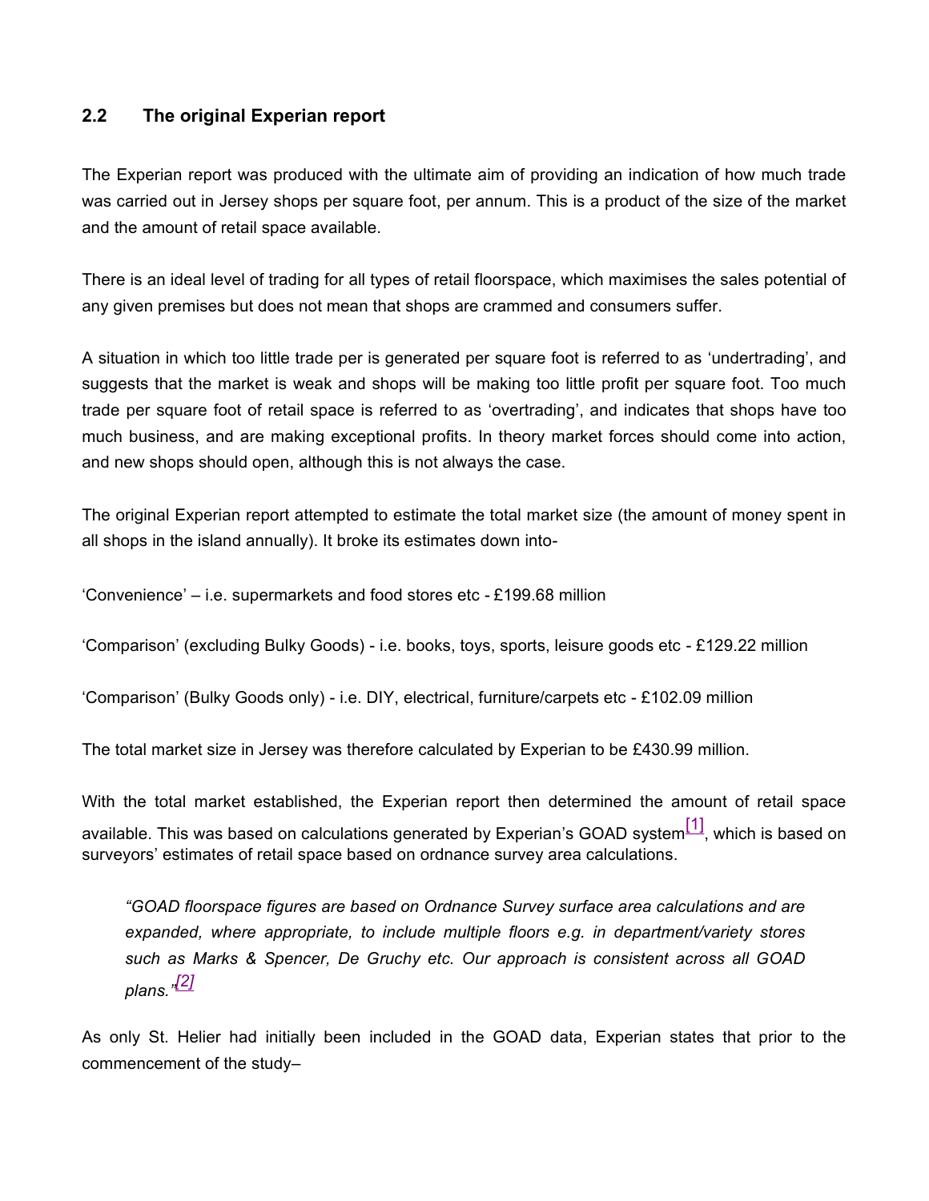## 2.2 The original Experian report

The Experian report was produced with the ultimate aim of providing an indication of how much trade was carried out in Jersey shops per square foot, per annum. This is a product of the size of the market and the amount of retail space available.

There is an ideal level of trading for all types of retail floorspace, which maximises the sales potential of any given premises but does not mean that shops are crammed and consumers suffer.

A situation in which too little trade per is generated per square foot is referred to as 'undertrading', and suggests that the market is weak and shops will be making too little profit per square foot. Too much trade per square foot of retail space is referred to as 'overtrading', and indicates that shops have too much business, and are making exceptional profits. In theory market forces should come into action, and new shops should open, although this is not always the case.

The original Experian report attempted to estimate the total market size (the amount of money spent in all shops in the island annually). It broke its estimates down into-

'Convenience' – i.e. supermarkets and food stores etc - £199.68 million

'Comparison' (excluding Bulky Goods) - i.e. books, toys, sports, leisure goods etc - £129.22 million

'Comparison' (Bulky Goods only) - i.e. DIY, electrical, furniture/carpets etc - £102.09 million

The total market size in Jersey was therefore calculated by Experian to be £430.99 million.

With the total market established, the Experian report then determined the amount of retail space available. This was based on calculations generated by Experian's GOAD system[1], which is based on surveyors' estimates of retail space based on ordnance survey area calculations.

> *"GOAD floorspace figures are based on Ordnance Survey surface area calculations and are expanded, where appropriate, to include multiple floors e.g. in department/variety stores such as Marks & Spencer, De Gruchy etc. Our approach is consistent across all GOAD plans."[2]*

As only St. Helier had initially been included in the GOAD data, Experian states that prior to the commencement of the study–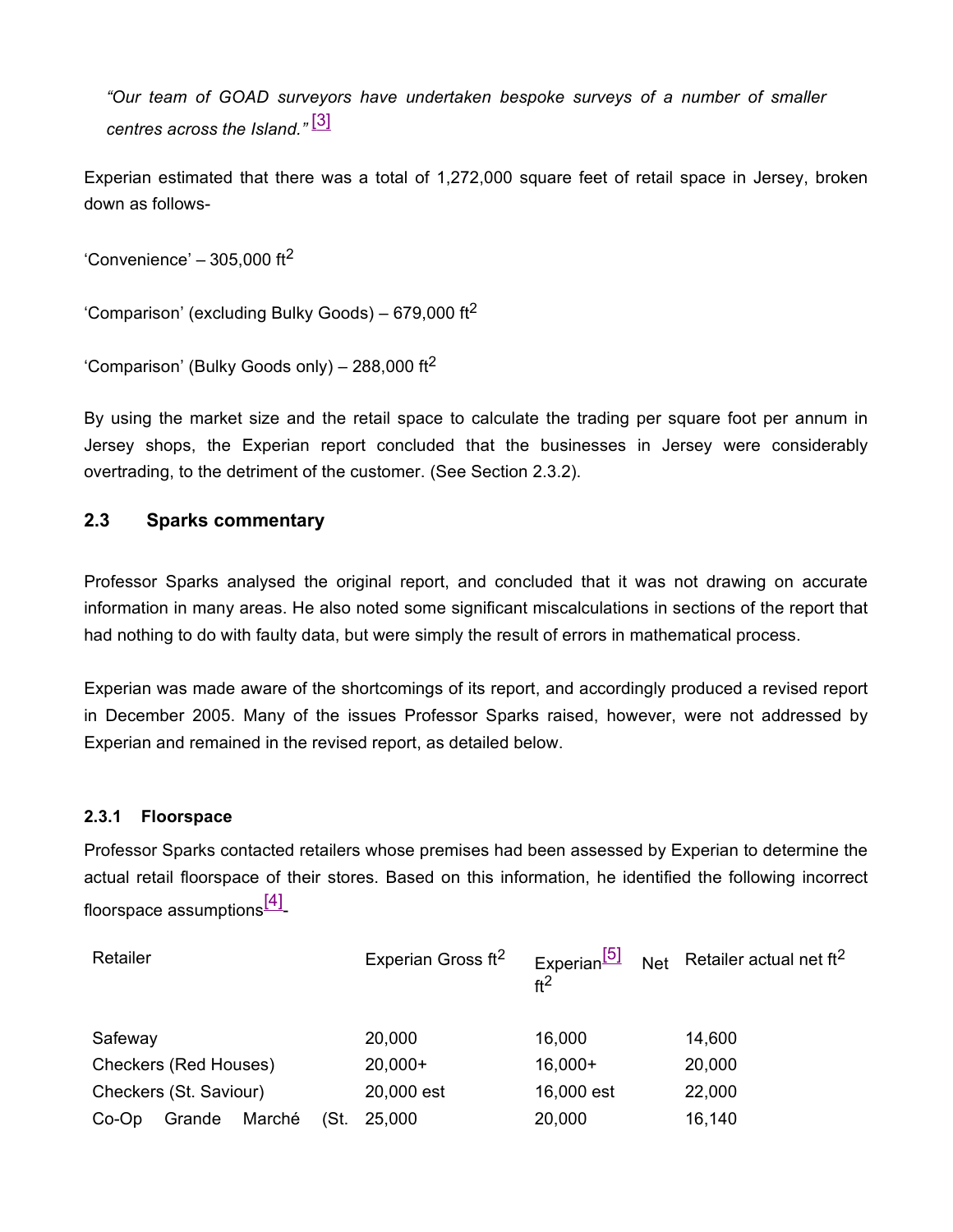*"Our team of GOAD surveyors have undertaken bespoke surveys of a number of smaller centres across the Island."* [3]

Experian estimated that there was a total of 1,272,000 square feet of retail space in Jersey, broken down as follows-

'Convenience' – 305,000 $ft^2$

'Comparison' (excluding Bulky Goods) – 679,000 $ft^2$

'Comparison' (Bulky Goods only) – 288,000 $ft^2$

By using the market size and the retail space to calculate the trading per square foot per annum in Jersey shops, the Experian report concluded that the businesses in Jersey were considerably overtrading, to the detriment of the customer. (See Section 2.3.2).

## 2.3 Sparks commentary

Professor Sparks analysed the original report, and concluded that it was not drawing on accurate information in many areas. He also noted some significant miscalculations in sections of the report that had nothing to do with faulty data, but were simply the result of errors in mathematical process.

Experian was made aware of the shortcomings of its report, and accordingly produced a revised report in December 2005. Many of the issues Professor Sparks raised, however, were not addressed by Experian and remained in the revised report, as detailed below.

### 2.3.1 Floorspace

Professor Sparks contacted retailers whose premises had been assessed by Experian to determine the actual retail floorspace of their stores. Based on this information, he identified the following incorrect floorspace assumptions[4] -

| Retailer | Experian Gross $ft^2$ | Experian[5] Net $ft^2$ | Retailer actual net $ft^2$ |
|---|---|---|---|
| Safeway | 20,000 | 16,000 | 14,600 |
| Checkers (Red Houses) | 20,000+ | 16,000+ | 20,000 |
| Checkers (St. Saviour) | 20,000 est | 16,000 est | 22,000 |
| Co-Op Grande Marché (St. | 25,000 | 20,000 | 16,140 |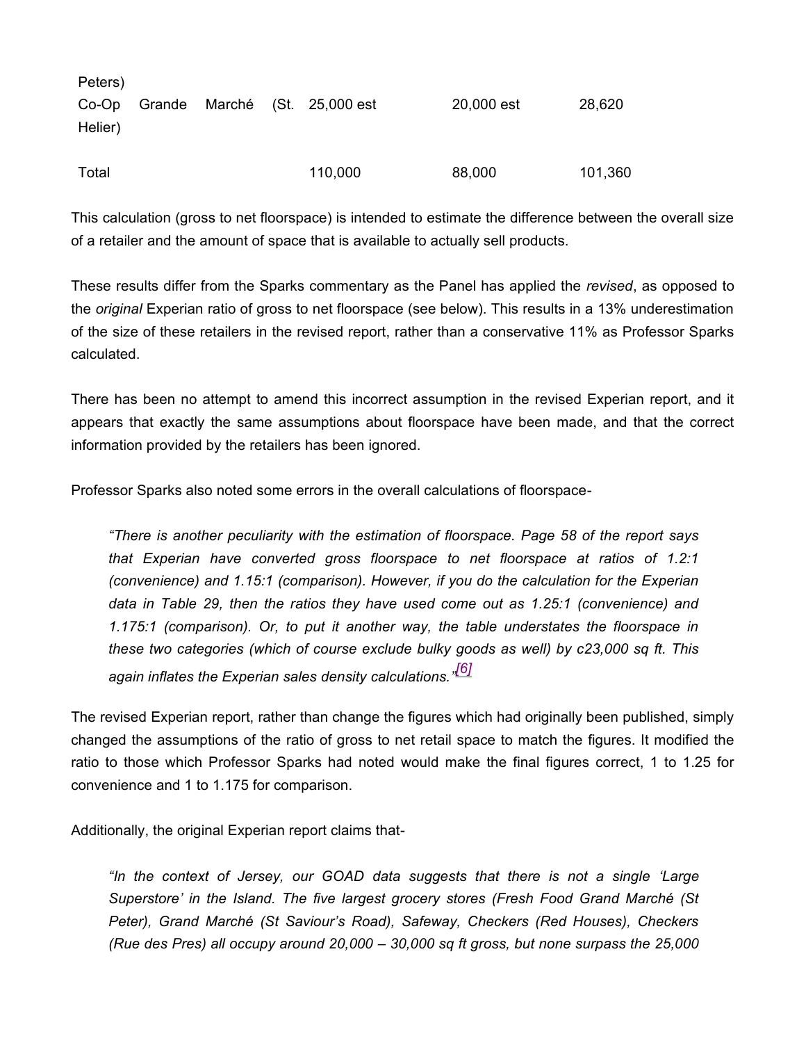| | | | |
|---|---|---|---|
| Peters) | | | |
| Co-Op Grande Marché (St. Helier) | 25,000 est | 20,000 est | 28,620 |
| | | | |
| Total | 110,000 | 88,000 | 101,360 |

This calculation (gross to net floorspace) is intended to estimate the difference between the overall size of a retailer and the amount of space that is available to actually sell products.

These results differ from the Sparks commentary as the Panel has applied the *revised*, as opposed to the *original* Experian ratio of gross to net floorspace (see below). This results in a 13% underestimation of the size of these retailers in the revised report, rather than a conservative 11% as Professor Sparks calculated.

There has been no attempt to amend this incorrect assumption in the revised Experian report, and it appears that exactly the same assumptions about floorspace have been made, and that the correct information provided by the retailers has been ignored.

Professor Sparks also noted some errors in the overall calculations of floorspace-

> *"There is another peculiarity with the estimation of floorspace. Page 58 of the report says that Experian have converted gross floorspace to net floorspace at ratios of 1.2:1 (convenience) and 1.15:1 (comparison). However, if you do the calculation for the Experian data in Table 29, then the ratios they have used come out as 1.25:1 (convenience) and 1.175:1 (comparison). Or, to put it another way, the table understates the floorspace in these two categories (which of course exclude bulky goods as well) by c23,000 sq ft. This again inflates the Experian sales density calculations."*[6]

The revised Experian report, rather than change the figures which had originally been published, simply changed the assumptions of the ratio of gross to net retail space to match the figures. It modified the ratio to those which Professor Sparks had noted would make the final figures correct, 1 to 1.25 for convenience and 1 to 1.175 for comparison.

Additionally, the original Experian report claims that-

> *"In the context of Jersey, our GOAD data suggests that there is not a single 'Large Superstore' in the Island. The five largest grocery stores (Fresh Food Grand Marché (St Peter), Grand Marché (St Saviour's Road), Safeway, Checkers (Red Houses), Checkers (Rue des Pres) all occupy around 20,000 – 30,000 sq ft gross, but none surpass the 25,000*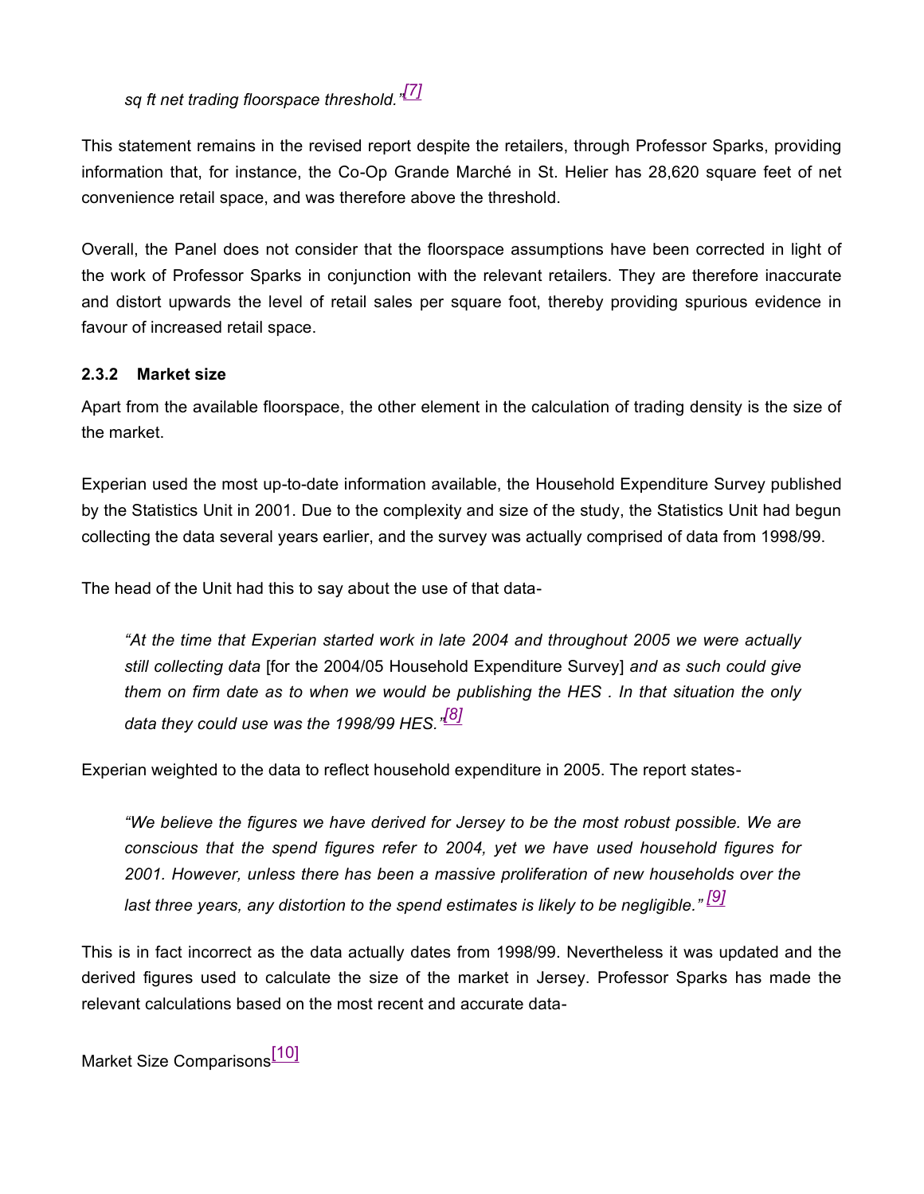*sq ft net trading floorspace threshold."*[7]

This statement remains in the revised report despite the retailers, through Professor Sparks, providing information that, for instance, the Co-Op Grande Marché in St. Helier has 28,620 square feet of net convenience retail space, and was therefore above the threshold.

Overall, the Panel does not consider that the floorspace assumptions have been corrected in light of the work of Professor Sparks in conjunction with the relevant retailers. They are therefore inaccurate and distort upwards the level of retail sales per square foot, thereby providing spurious evidence in favour of increased retail space.

### 2.3.2 Market size

Apart from the available floorspace, the other element in the calculation of trading density is the size of the market.

Experian used the most up-to-date information available, the Household Expenditure Survey published by the Statistics Unit in 2001. Due to the complexity and size of the study, the Statistics Unit had begun collecting the data several years earlier, and the survey was actually comprised of data from 1998/99.

The head of the Unit had this to say about the use of that data-

> *"At the time that Experian started work in late 2004 and throughout 2005 we were actually still collecting data* [for the 2004/05 Household Expenditure Survey] *and as such could give them on firm date as to when we would be publishing the HES . In that situation the only data they could use was the 1998/99 HES."*[8]

Experian weighted to the data to reflect household expenditure in 2005. The report states-

> *"We believe the figures we have derived for Jersey to be the most robust possible. We are conscious that the spend figures refer to 2004, yet we have used household figures for 2001. However, unless there has been a massive proliferation of new households over the last three years, any distortion to the spend estimates is likely to be negligible."* [9]

This is in fact incorrect as the data actually dates from 1998/99. Nevertheless it was updated and the derived figures used to calculate the size of the market in Jersey. Professor Sparks has made the relevant calculations based on the most recent and accurate data-

Market Size Comparisons[10]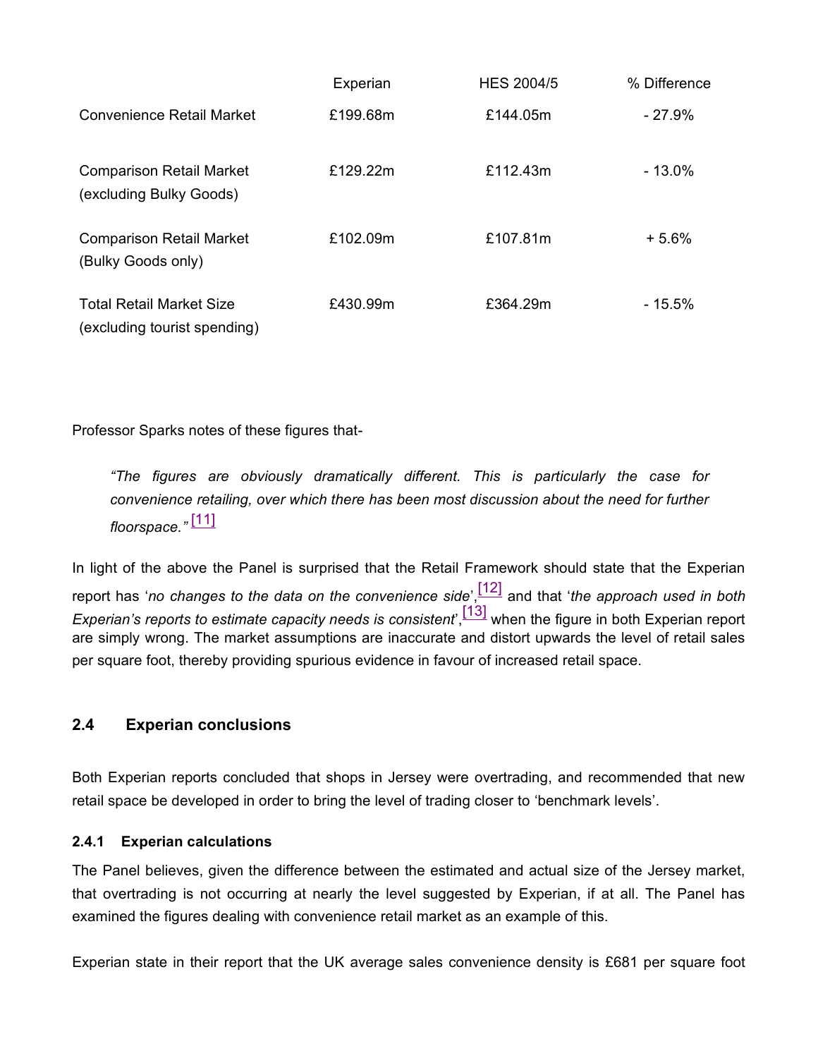| | Experian | HES 2004/5 | % Difference |
|---|---|---|---|
| Convenience Retail Market | £199.68m | £144.05m | - 27.9% |
| Comparison Retail Market (excluding Bulky Goods) | £129.22m | £112.43m | - 13.0% |
| Comparison Retail Market (Bulky Goods only) | £102.09m | £107.81m | + 5.6% |
| Total Retail Market Size (excluding tourist spending) | £430.99m | £364.29m | - 15.5% |

Professor Sparks notes of these figures that-

> *"The figures are obviously dramatically different. This is particularly the case for convenience retailing, over which there has been most discussion about the need for further floorspace."* [11]

In light of the above the Panel is surprised that the Retail Framework should state that the Experian report has '*no changes to the data on the convenience side*',[12] and that '*the approach used in both Experian's reports to estimate capacity needs is consistent*',[13] when the figure in both Experian report are simply wrong. The market assumptions are inaccurate and distort upwards the level of retail sales per square foot, thereby providing spurious evidence in favour of increased retail space.

## 2.4 Experian conclusions

Both Experian reports concluded that shops in Jersey were overtrading, and recommended that new retail space be developed in order to bring the level of trading closer to 'benchmark levels'.

### 2.4.1 Experian calculations

The Panel believes, given the difference between the estimated and actual size of the Jersey market, that overtrading is not occurring at nearly the level suggested by Experian, if at all. The Panel has examined the figures dealing with convenience retail market as an example of this.

Experian state in their report that the UK average sales convenience density is £681 per square foot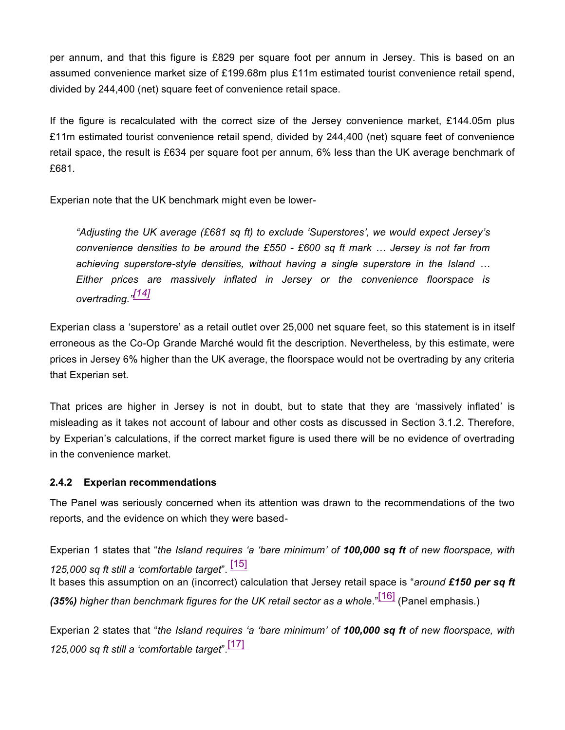per annum, and that this figure is £829 per square foot per annum in Jersey. This is based on an assumed convenience market size of £199.68m plus £11m estimated tourist convenience retail spend, divided by 244,400 (net) square feet of convenience retail space.

If the figure is recalculated with the correct size of the Jersey convenience market, £144.05m plus £11m estimated tourist convenience retail spend, divided by 244,400 (net) square feet of convenience retail space, the result is £634 per square foot per annum, 6% less than the UK average benchmark of £681.

Experian note that the UK benchmark might even be lower-

> *"Adjusting the UK average (£681 sq ft) to exclude 'Superstores', we would expect Jersey's convenience densities to be around the £550 - £600 sq ft mark … Jersey is not far from achieving superstore-style densities, without having a single superstore in the Island … Either prices are massively inflated in Jersey or the convenience floorspace is overtrading."*[14]

Experian class a 'superstore' as a retail outlet over 25,000 net square feet, so this statement is in itself erroneous as the Co-Op Grande Marché would fit the description. Nevertheless, by this estimate, were prices in Jersey 6% higher than the UK average, the floorspace would not be overtrading by any criteria that Experian set.

That prices are higher in Jersey is not in doubt, but to state that they are 'massively inflated' is misleading as it takes not account of labour and other costs as discussed in Section 3.1.2. Therefore, by Experian's calculations, if the correct market figure is used there will be no evidence of overtrading in the convenience market.

### 2.4.2 Experian recommendations

The Panel was seriously concerned when its attention was drawn to the recommendations of the two reports, and the evidence on which they were based-

Experian 1 states that "*the Island requires 'a 'bare minimum' of **100,000 sq ft** of new floorspace, with 125,000 sq ft still a 'comfortable target*". [15]
It bases this assumption on an (incorrect) calculation that Jersey retail space is "*around **£150 per sq ft (35%)** higher than benchmark figures for the UK retail sector as a whole*."[16] (Panel emphasis.)

Experian 2 states that "*the Island requires 'a 'bare minimum' of **100,000 sq ft** of new floorspace, with 125,000 sq ft still a 'comfortable target*".[17]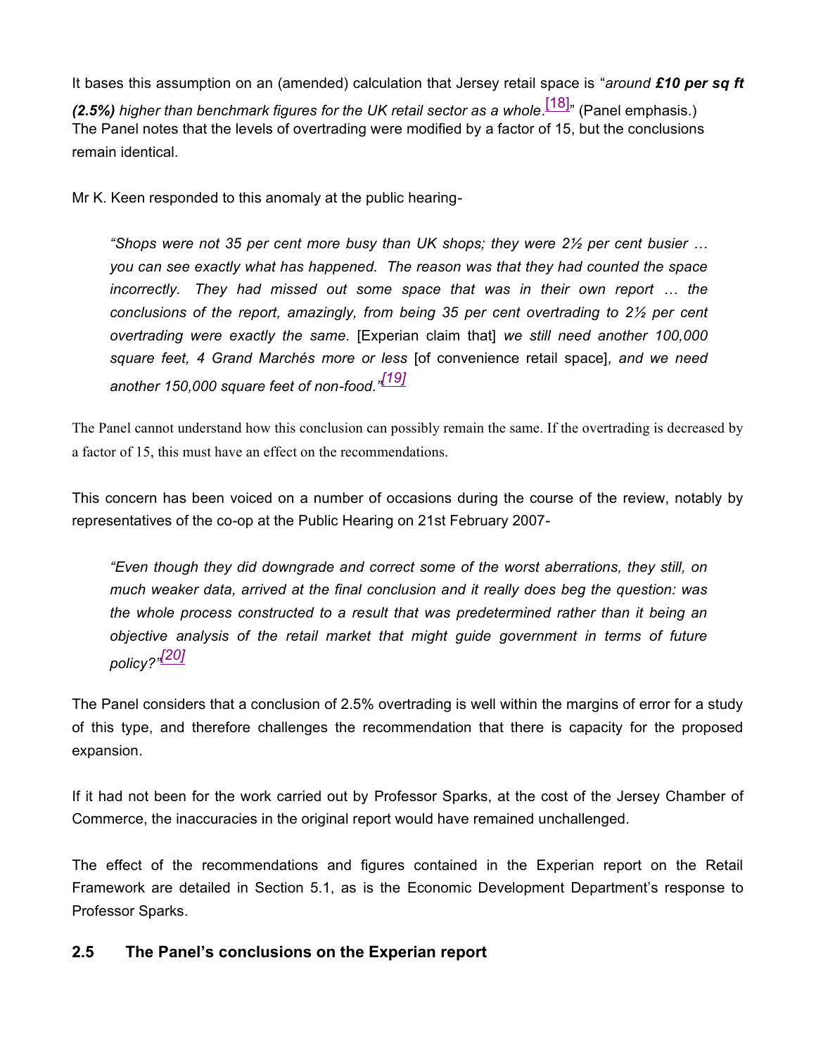It bases this assumption on an (amended) calculation that Jersey retail space is "*around **£10 per sq ft (2.5%)** higher than benchmark figures for the UK retail sector as a whole.*[18]" (Panel emphasis.)
The Panel notes that the levels of overtrading were modified by a factor of 15, but the conclusions remain identical.

Mr K. Keen responded to this anomaly at the public hearing-

> *"Shops were not 35 per cent more busy than UK shops; they were 2½ per cent busier … you can see exactly what has happened. The reason was that they had counted the space incorrectly. They had missed out some space that was in their own report … the conclusions of the report, amazingly, from being 35 per cent overtrading to 2½ per cent overtrading were exactly the same.* [Experian claim that] *we still need another 100,000 square feet, 4 Grand Marchés more or less* [of convenience retail space]*, and we need another 150,000 square feet of non-food."*[19]

The Panel cannot understand how this conclusion can possibly remain the same. If the overtrading is decreased by a factor of 15, this must have an effect on the recommendations.

This concern has been voiced on a number of occasions during the course of the review, notably by representatives of the co-op at the Public Hearing on 21st February 2007-

> *"Even though they did downgrade and correct some of the worst aberrations, they still, on much weaker data, arrived at the final conclusion and it really does beg the question: was the whole process constructed to a result that was predetermined rather than it being an objective analysis of the retail market that might guide government in terms of future policy?"*[20]

The Panel considers that a conclusion of 2.5% overtrading is well within the margins of error for a study of this type, and therefore challenges the recommendation that there is capacity for the proposed expansion.

If it had not been for the work carried out by Professor Sparks, at the cost of the Jersey Chamber of Commerce, the inaccuracies in the original report would have remained unchallenged.

The effect of the recommendations and figures contained in the Experian report on the Retail Framework are detailed in Section 5.1, as is the Economic Development Department's response to Professor Sparks.

## 2.5 The Panel's conclusions on the Experian report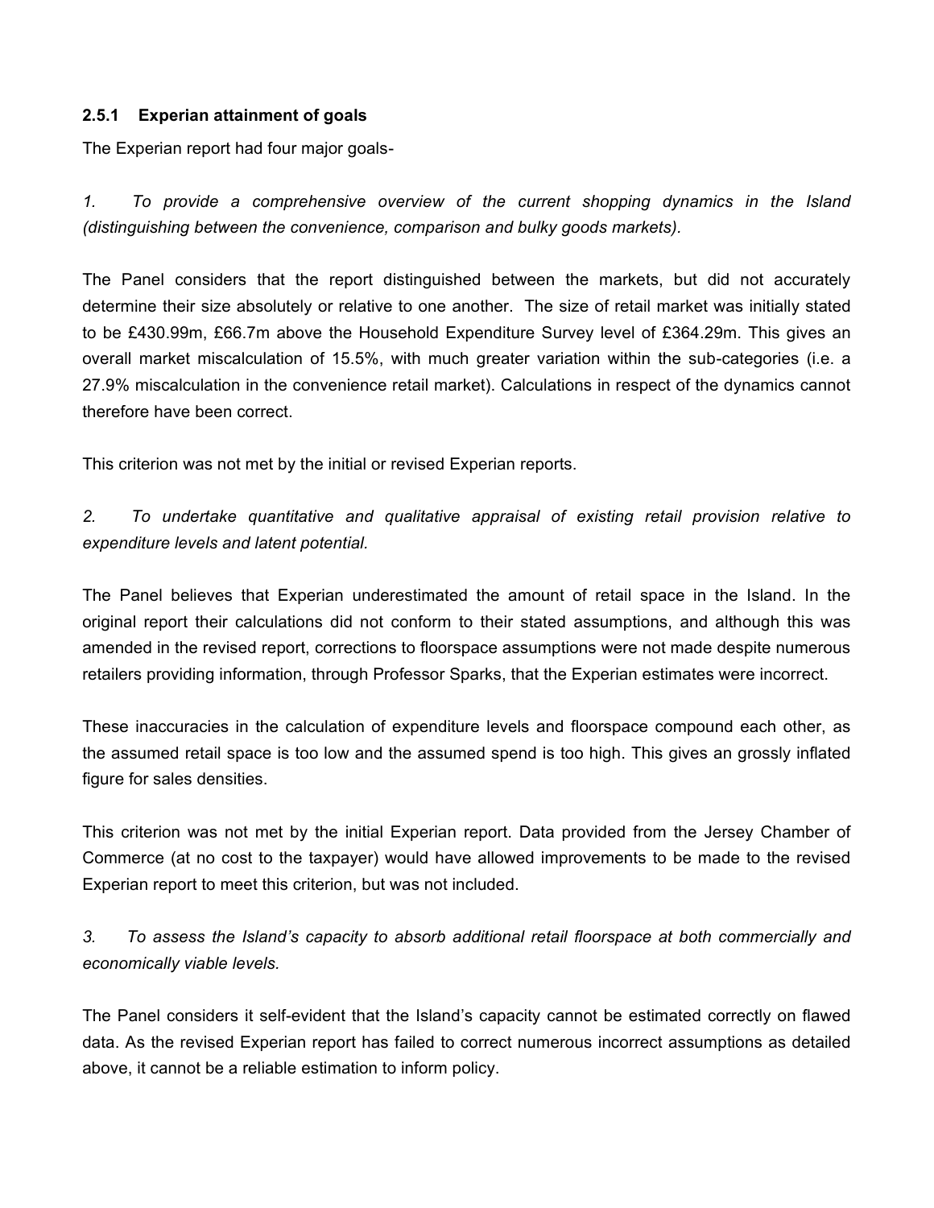#### 2.5.1 Experian attainment of goals

The Experian report had four major goals-

*1. To provide a comprehensive overview of the current shopping dynamics in the Island (distinguishing between the convenience, comparison and bulky goods markets).*

The Panel considers that the report distinguished between the markets, but did not accurately determine their size absolutely or relative to one another. The size of retail market was initially stated to be £430.99m, £66.7m above the Household Expenditure Survey level of £364.29m. This gives an overall market miscalculation of 15.5%, with much greater variation within the sub-categories (i.e. a 27.9% miscalculation in the convenience retail market). Calculations in respect of the dynamics cannot therefore have been correct.

This criterion was not met by the initial or revised Experian reports.

*2. To undertake quantitative and qualitative appraisal of existing retail provision relative to expenditure levels and latent potential.*

The Panel believes that Experian underestimated the amount of retail space in the Island. In the original report their calculations did not conform to their stated assumptions, and although this was amended in the revised report, corrections to floorspace assumptions were not made despite numerous retailers providing information, through Professor Sparks, that the Experian estimates were incorrect.

These inaccuracies in the calculation of expenditure levels and floorspace compound each other, as the assumed retail space is too low and the assumed spend is too high. This gives an grossly inflated figure for sales densities.

This criterion was not met by the initial Experian report. Data provided from the Jersey Chamber of Commerce (at no cost to the taxpayer) would have allowed improvements to be made to the revised Experian report to meet this criterion, but was not included.

*3. To assess the Island's capacity to absorb additional retail floorspace at both commercially and economically viable levels.*

The Panel considers it self-evident that the Island's capacity cannot be estimated correctly on flawed data. As the revised Experian report has failed to correct numerous incorrect assumptions as detailed above, it cannot be a reliable estimation to inform policy.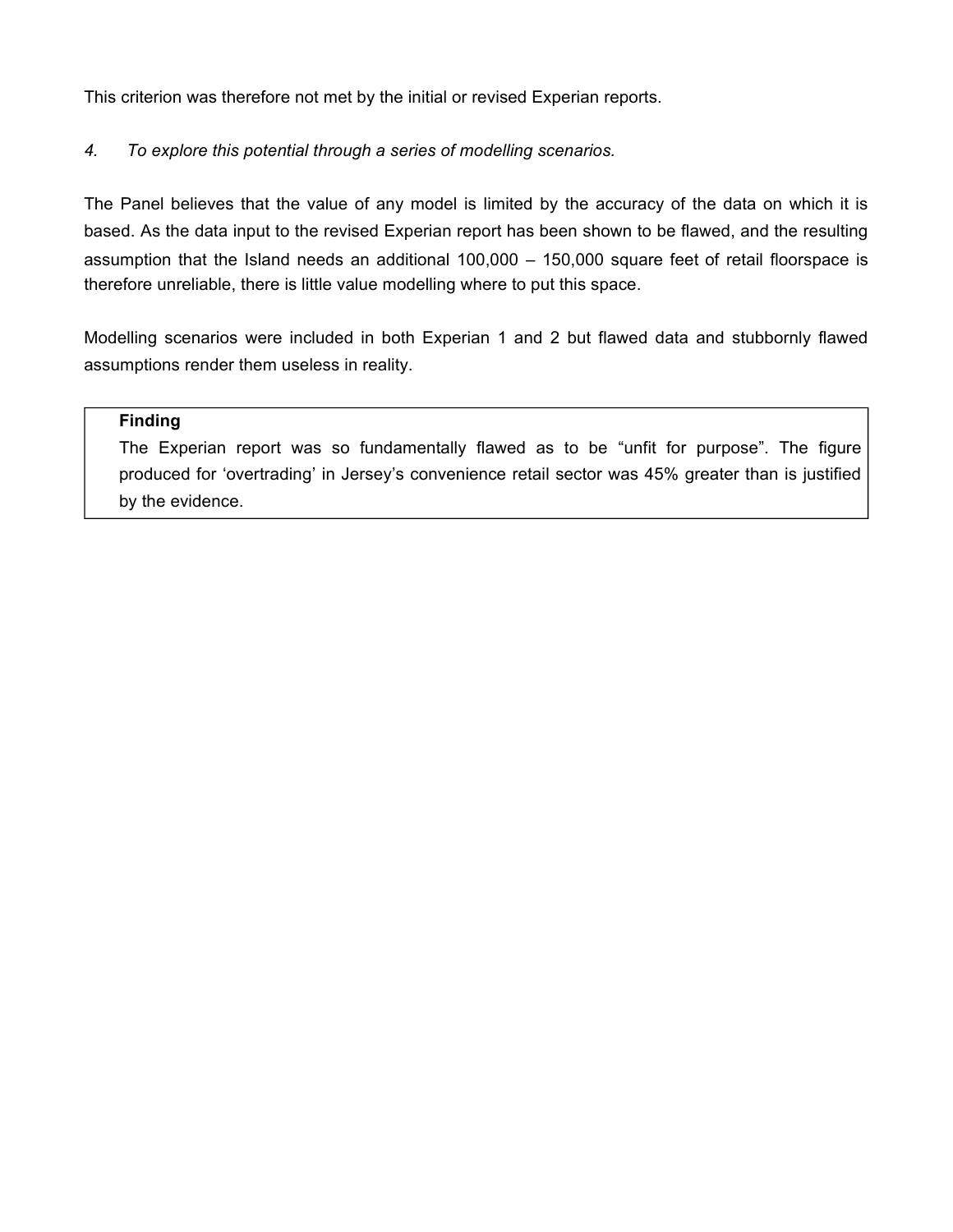This criterion was therefore not met by the initial or revised Experian reports.

*4. To explore this potential through a series of modelling scenarios.*

The Panel believes that the value of any model is limited by the accuracy of the data on which it is based. As the data input to the revised Experian report has been shown to be flawed, and the resulting assumption that the Island needs an additional 100,000 – 150,000 square feet of retail floorspace is therefore unreliable, there is little value modelling where to put this space.

Modelling scenarios were included in both Experian 1 and 2 but flawed data and stubbornly flawed assumptions render them useless in reality.

> **Finding**
>
> The Experian report was so fundamentally flawed as to be "unfit for purpose". The figure produced for 'overtrading' in Jersey's convenience retail sector was 45% greater than is justified by the evidence.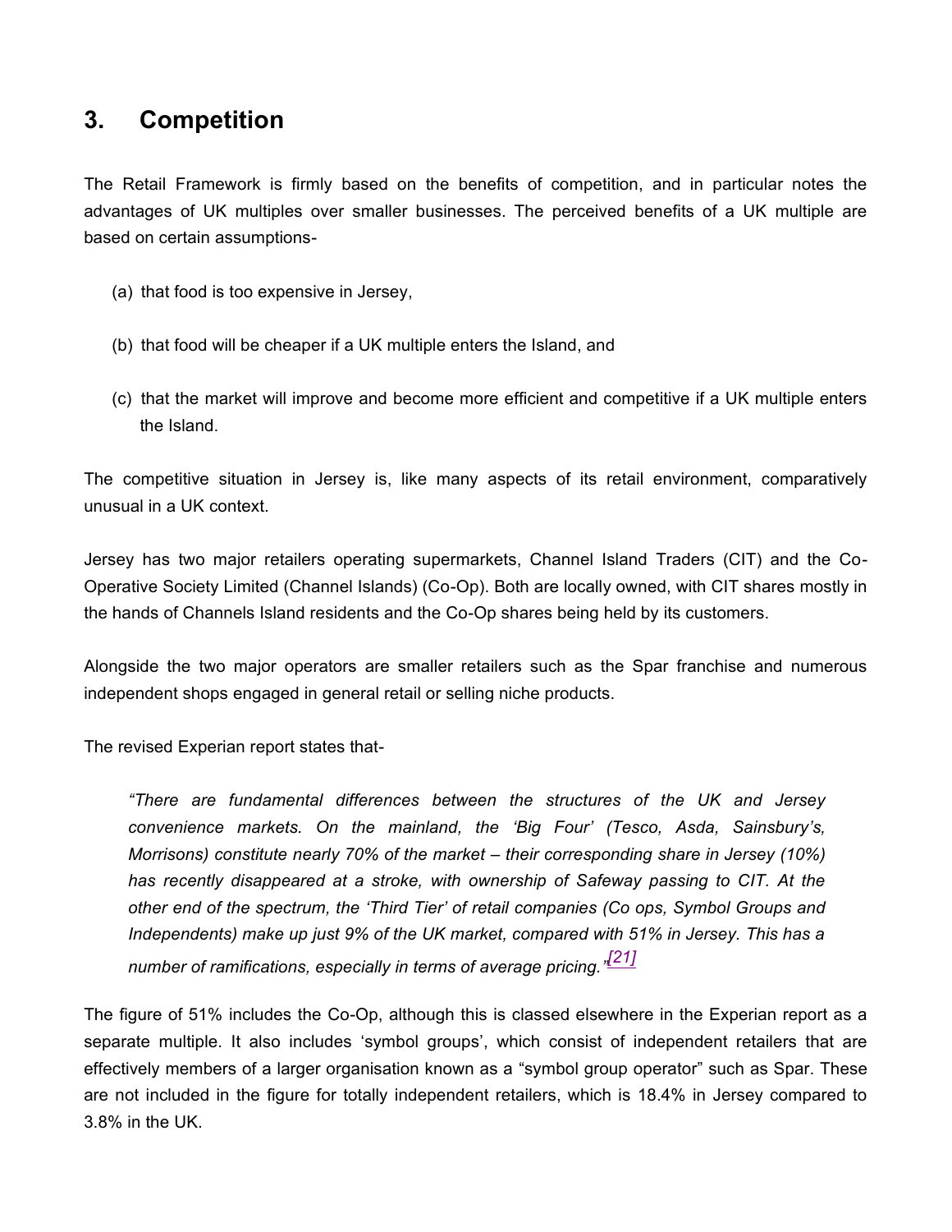## 3. Competition

The Retail Framework is firmly based on the benefits of competition, and in particular notes the advantages of UK multiples over smaller businesses. The perceived benefits of a UK multiple are based on certain assumptions-

(a) that food is too expensive in Jersey,

(b) that food will be cheaper if a UK multiple enters the Island, and

(c) that the market will improve and become more efficient and competitive if a UK multiple enters the Island.

The competitive situation in Jersey is, like many aspects of its retail environment, comparatively unusual in a UK context.

Jersey has two major retailers operating supermarkets, Channel Island Traders (CIT) and the Co-Operative Society Limited (Channel Islands) (Co-Op). Both are locally owned, with CIT shares mostly in the hands of Channels Island residents and the Co-Op shares being held by its customers.

Alongside the two major operators are smaller retailers such as the Spar franchise and numerous independent shops engaged in general retail or selling niche products.

The revised Experian report states that-

> *"There are fundamental differences between the structures of the UK and Jersey convenience markets. On the mainland, the 'Big Four' (Tesco, Asda, Sainsbury's, Morrisons) constitute nearly 70% of the market – their corresponding share in Jersey (10%) has recently disappeared at a stroke, with ownership of Safeway passing to CIT. At the other end of the spectrum, the 'Third Tier' of retail companies (Co ops, Symbol Groups and Independents) make up just 9% of the UK market, compared with 51% in Jersey. This has a number of ramifications, especially in terms of average pricing."*[21]

The figure of 51% includes the Co-Op, although this is classed elsewhere in the Experian report as a separate multiple. It also includes 'symbol groups', which consist of independent retailers that are effectively members of a larger organisation known as a "symbol group operator" such as Spar. These are not included in the figure for totally independent retailers, which is 18.4% in Jersey compared to 3.8% in the UK.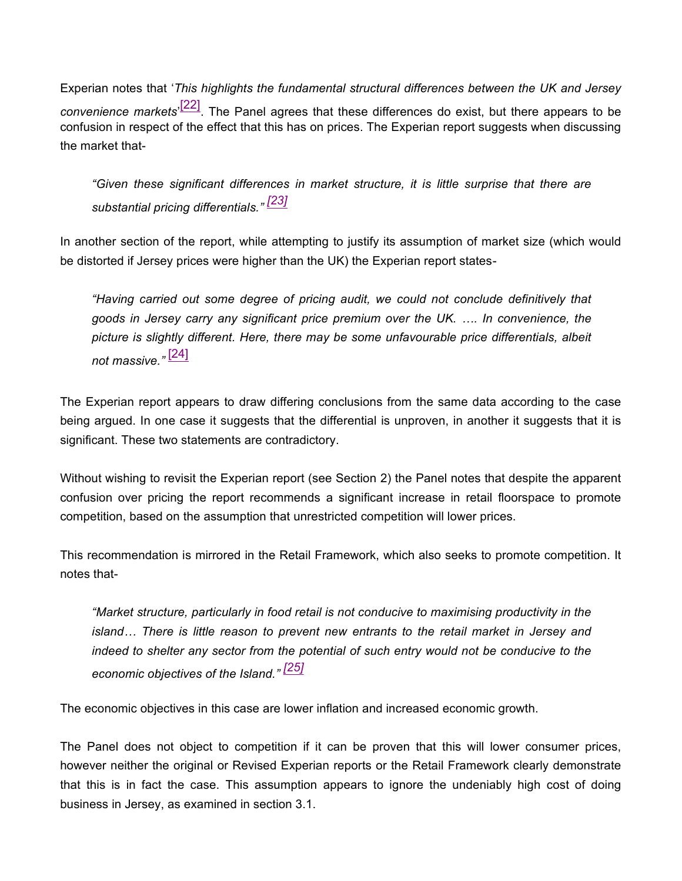Experian notes that '*This highlights the fundamental structural differences between the UK and Jersey convenience markets*'[22]. The Panel agrees that these differences do exist, but there appears to be confusion in respect of the effect that this has on prices. The Experian report suggests when discussing the market that-

> *"Given these significant differences in market structure, it is little surprise that there are substantial pricing differentials."* [23]

In another section of the report, while attempting to justify its assumption of market size (which would be distorted if Jersey prices were higher than the UK) the Experian report states-

> *"Having carried out some degree of pricing audit, we could not conclude definitively that goods in Jersey carry any significant price premium over the UK. …. In convenience, the picture is slightly different. Here, there may be some unfavourable price differentials, albeit not massive."* [24]

The Experian report appears to draw differing conclusions from the same data according to the case being argued. In one case it suggests that the differential is unproven, in another it suggests that it is significant. These two statements are contradictory.

Without wishing to revisit the Experian report (see Section 2) the Panel notes that despite the apparent confusion over pricing the report recommends a significant increase in retail floorspace to promote competition, based on the assumption that unrestricted competition will lower prices.

This recommendation is mirrored in the Retail Framework, which also seeks to promote competition. It notes that-

> *"Market structure, particularly in food retail is not conducive to maximising productivity in the island… There is little reason to prevent new entrants to the retail market in Jersey and indeed to shelter any sector from the potential of such entry would not be conducive to the economic objectives of the Island."* [25]

The economic objectives in this case are lower inflation and increased economic growth.

The Panel does not object to competition if it can be proven that this will lower consumer prices, however neither the original or Revised Experian reports or the Retail Framework clearly demonstrate that this is in fact the case. This assumption appears to ignore the undeniably high cost of doing business in Jersey, as examined in section 3.1.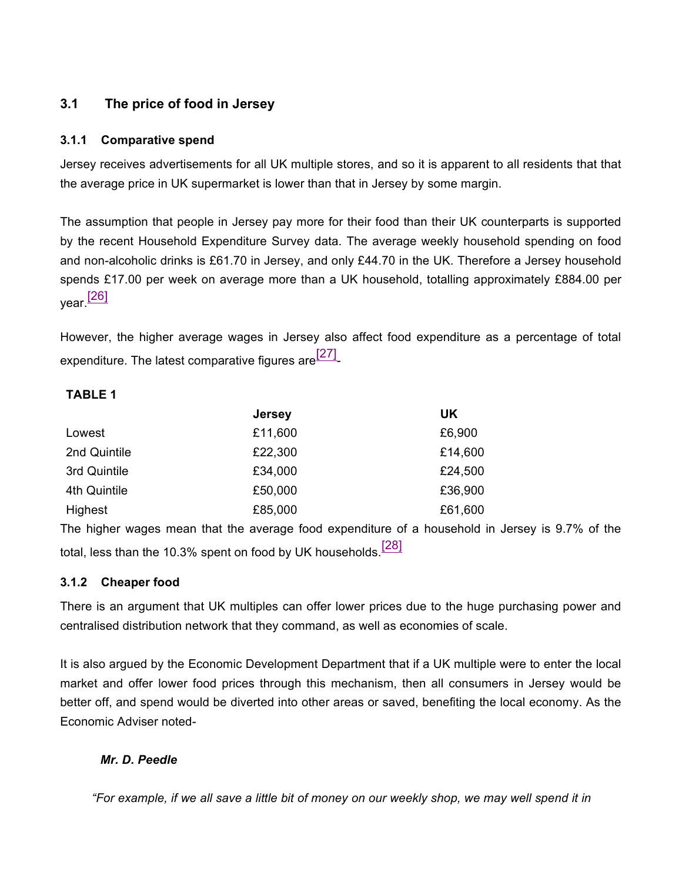### 3.1 The price of food in Jersey

#### 3.1.1 Comparative spend

Jersey receives advertisements for all UK multiple stores, and so it is apparent to all residents that that the average price in UK supermarket is lower than that in Jersey by some margin.

The assumption that people in Jersey pay more for their food than their UK counterparts is supported by the recent Household Expenditure Survey data. The average weekly household spending on food and non-alcoholic drinks is £61.70 in Jersey, and only £44.70 in the UK. Therefore a Jersey household spends £17.00 per week on average more than a UK household, totalling approximately £884.00 per year.[26]

However, the higher average wages in Jersey also affect food expenditure as a percentage of total expenditure. The latest comparative figures are[27]-

**TABLE 1**

| | Jersey | UK |
|---|---|---|
| Lowest | £11,600 | £6,900 |
| 2nd Quintile | £22,300 | £14,600 |
| 3rd Quintile | £34,000 | £24,500 |
| 4th Quintile | £50,000 | £36,900 |
| Highest | £85,000 | £61,600 |

The higher wages mean that the average food expenditure of a household in Jersey is 9.7% of the total, less than the 10.3% spent on food by UK households.[28]

#### 3.1.2 Cheaper food

There is an argument that UK multiples can offer lower prices due to the huge purchasing power and centralised distribution network that they command, as well as economies of scale.

It is also argued by the Economic Development Department that if a UK multiple were to enter the local market and offer lower food prices through this mechanism, then all consumers in Jersey would be better off, and spend would be diverted into other areas or saved, benefiting the local economy. As the Economic Adviser noted-

***Mr. D. Peedle***

*"For example, if we all save a little bit of money on our weekly shop, we may well spend it in*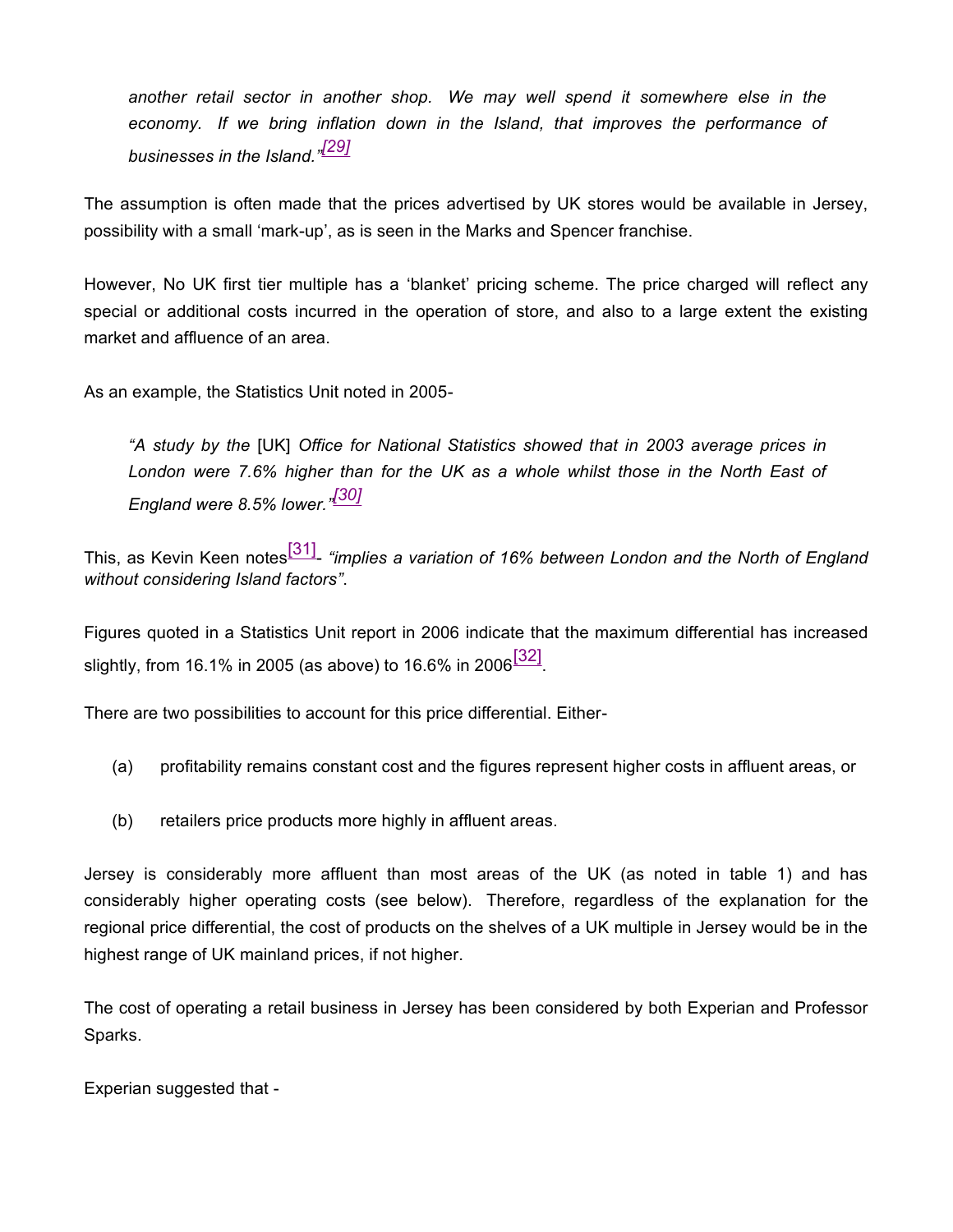> *another retail sector in another shop. We may well spend it somewhere else in the economy. If we bring inflation down in the Island, that improves the performance of businesses in the Island."*[29]

The assumption is often made that the prices advertised by UK stores would be available in Jersey, possibility with a small 'mark-up', as is seen in the Marks and Spencer franchise.

However, No UK first tier multiple has a 'blanket' pricing scheme. The price charged will reflect any special or additional costs incurred in the operation of store, and also to a large extent the existing market and affluence of an area.

As an example, the Statistics Unit noted in 2005-

> *"A study by the* [UK] *Office for National Statistics showed that in 2003 average prices in London were 7.6% higher than for the UK as a whole whilst those in the North East of England were 8.5% lower."*[30]

This, as Kevin Keen notes[31]- *"implies a variation of 16% between London and the North of England without considering Island factors"*.

Figures quoted in a Statistics Unit report in 2006 indicate that the maximum differential has increased slightly, from 16.1% in 2005 (as above) to 16.6% in 2006[32].

There are two possibilities to account for this price differential. Either-

(a) profitability remains constant cost and the figures represent higher costs in affluent areas, or

(b) retailers price products more highly in affluent areas.

Jersey is considerably more affluent than most areas of the UK (as noted in table 1) and has considerably higher operating costs (see below). Therefore, regardless of the explanation for the regional price differential, the cost of products on the shelves of a UK multiple in Jersey would be in the highest range of UK mainland prices, if not higher.

The cost of operating a retail business in Jersey has been considered by both Experian and Professor Sparks.

Experian suggested that -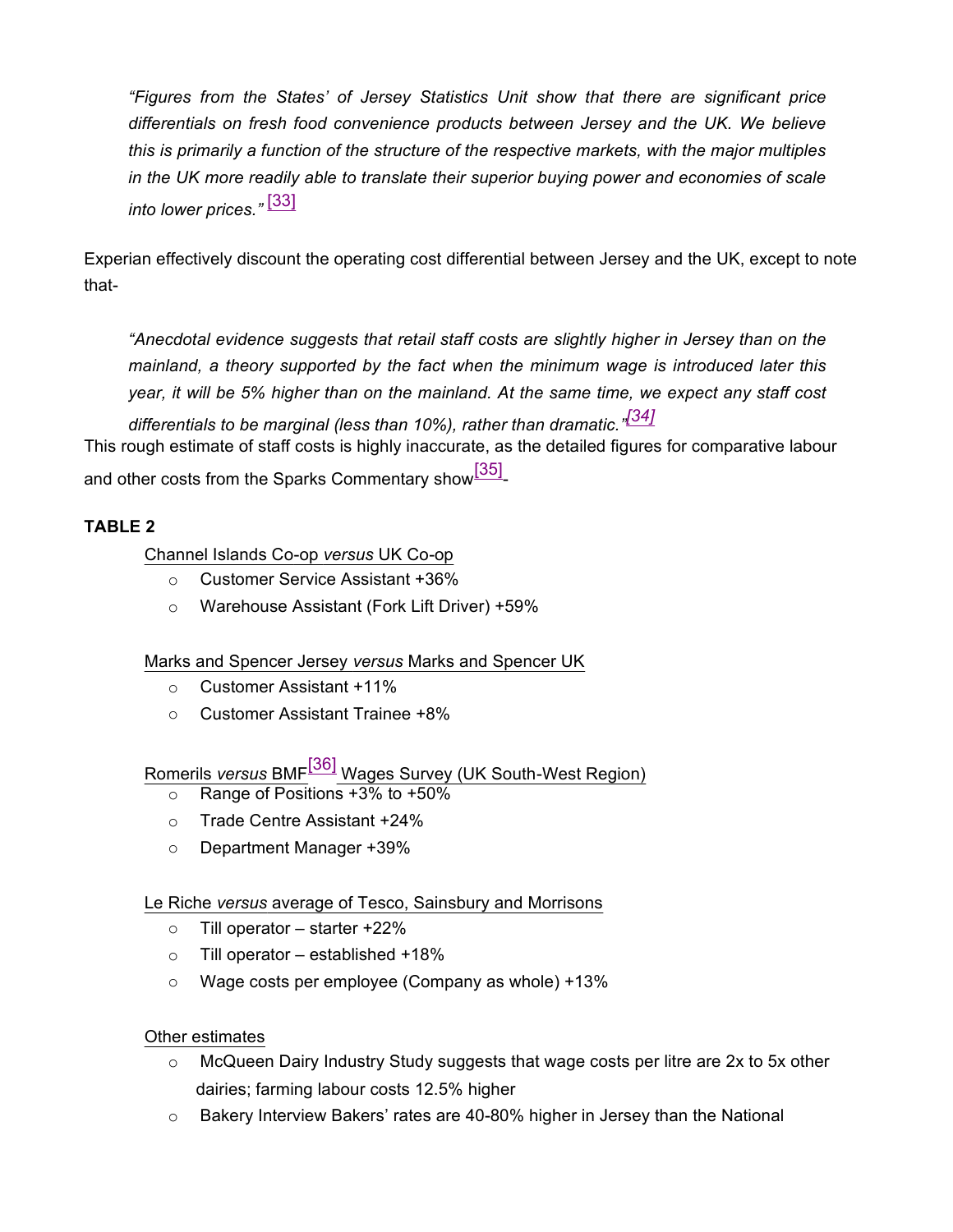> *"Figures from the States' of Jersey Statistics Unit show that there are significant price differentials on fresh food convenience products between Jersey and the UK. We believe this is primarily a function of the structure of the respective markets, with the major multiples in the UK more readily able to translate their superior buying power and economies of scale into lower prices."* [33]

Experian effectively discount the operating cost differential between Jersey and the UK, except to note that-

> *"Anecdotal evidence suggests that retail staff costs are slightly higher in Jersey than on the mainland, a theory supported by the fact when the minimum wage is introduced later this year, it will be 5% higher than on the mainland. At the same time, we expect any staff cost differentials to be marginal (less than 10%), rather than dramatic."* [34]

This rough estimate of staff costs is highly inaccurate, as the detailed figures for comparative labour and other costs from the Sparks Commentary show[35] -

**TABLE 2**

Channel Islands Co-op *versus* UK Co-op

- Customer Service Assistant +36%
- Warehouse Assistant (Fork Lift Driver) +59%

Marks and Spencer Jersey *versus* Marks and Spencer UK

- Customer Assistant +11%
- Customer Assistant Trainee +8%

Romerils *versus* BMF[36] Wages Survey (UK South-West Region)

- Range of Positions +3% to +50%
- Trade Centre Assistant +24%
- Department Manager +39%

Le Riche *versus* average of Tesco, Sainsbury and Morrisons

- Till operator – starter +22%
- Till operator – established +18%
- Wage costs per employee (Company as whole) +13%

Other estimates

- McQueen Dairy Industry Study suggests that wage costs per litre are 2x to 5x other dairies; farming labour costs 12.5% higher
- Bakery Interview Bakers' rates are 40-80% higher in Jersey than the National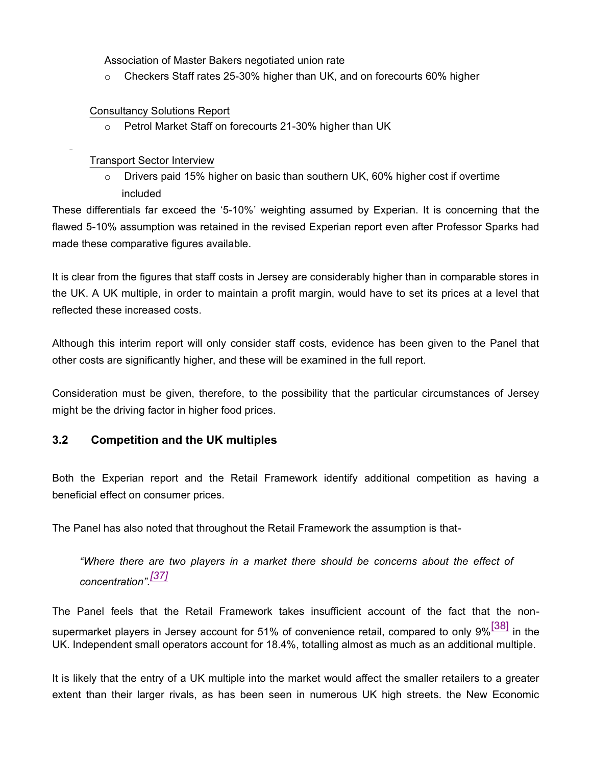Association of Master Bakers negotiated union rate

- Checkers Staff rates 25-30% higher than UK, and on forecourts 60% higher

Consultancy Solutions Report

- Petrol Market Staff on forecourts 21-30% higher than UK

Transport Sector Interview

- Drivers paid 15% higher on basic than southern UK, 60% higher cost if overtime included

These differentials far exceed the '5-10%' weighting assumed by Experian. It is concerning that the flawed 5-10% assumption was retained in the revised Experian report even after Professor Sparks had made these comparative figures available.

It is clear from the figures that staff costs in Jersey are considerably higher than in comparable stores in the UK. A UK multiple, in order to maintain a profit margin, would have to set its prices at a level that reflected these increased costs.

Although this interim report will only consider staff costs, evidence has been given to the Panel that other costs are significantly higher, and these will be examined in the full report.

Consideration must be given, therefore, to the possibility that the particular circumstances of Jersey might be the driving factor in higher food prices.

### 3.2 Competition and the UK multiples

Both the Experian report and the Retail Framework identify additional competition as having a beneficial effect on consumer prices.

The Panel has also noted that throughout the Retail Framework the assumption is that-

> *"Where there are two players in a market there should be concerns about the effect of concentration".*[37]

The Panel feels that the Retail Framework takes insufficient account of the fact that the non-supermarket players in Jersey account for 51% of convenience retail, compared to only 9%[38] in the UK. Independent small operators account for 18.4%, totalling almost as much as an additional multiple.

It is likely that the entry of a UK multiple into the market would affect the smaller retailers to a greater extent than their larger rivals, as has been seen in numerous UK high streets. the New Economic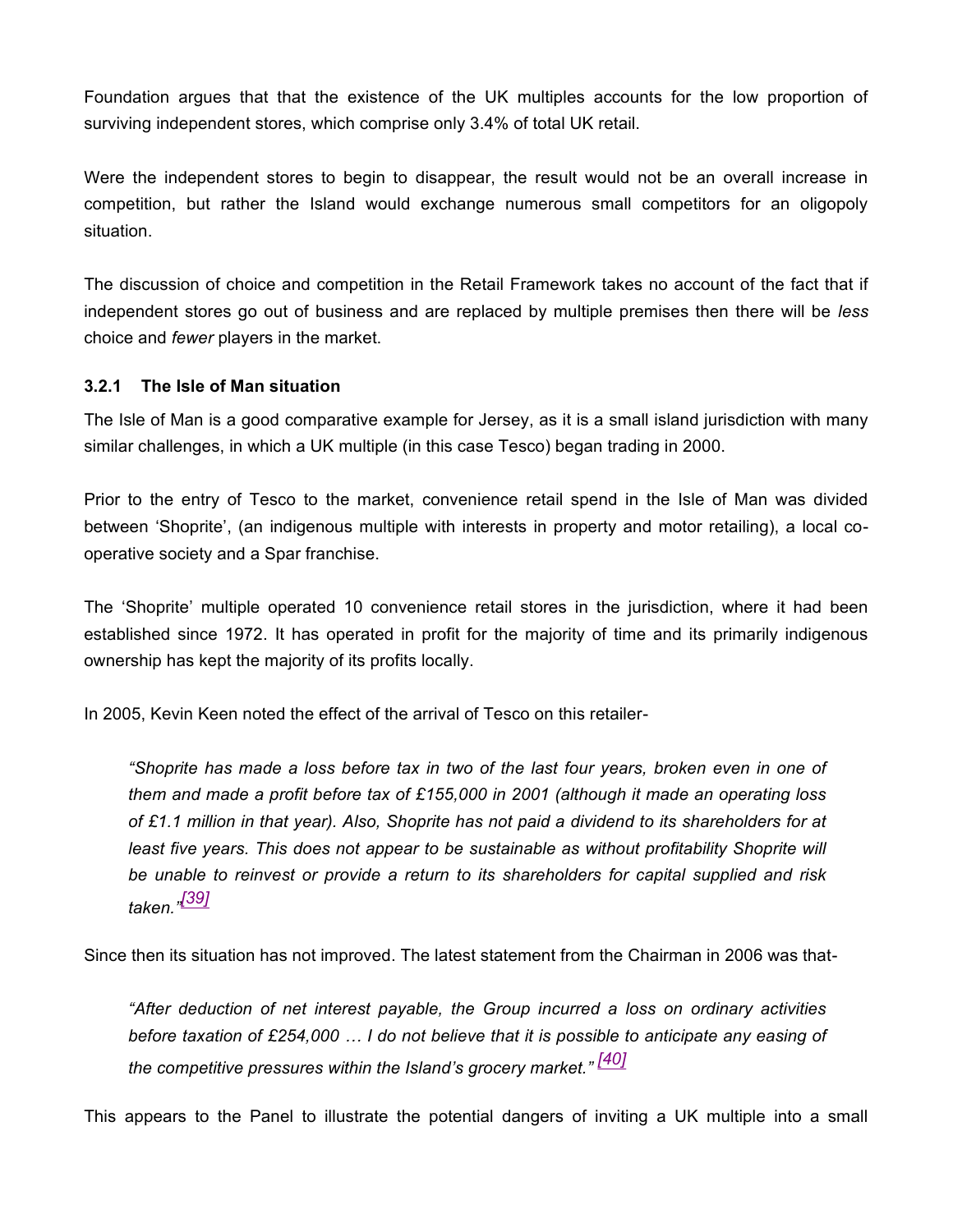Foundation argues that that the existence of the UK multiples accounts for the low proportion of surviving independent stores, which comprise only 3.4% of total UK retail.

Were the independent stores to begin to disappear, the result would not be an overall increase in competition, but rather the Island would exchange numerous small competitors for an oligopoly situation.

The discussion of choice and competition in the Retail Framework takes no account of the fact that if independent stores go out of business and are replaced by multiple premises then there will be *less* choice and *fewer* players in the market.

### 3.2.1 The Isle of Man situation

The Isle of Man is a good comparative example for Jersey, as it is a small island jurisdiction with many similar challenges, in which a UK multiple (in this case Tesco) began trading in 2000.

Prior to the entry of Tesco to the market, convenience retail spend in the Isle of Man was divided between 'Shoprite', (an indigenous multiple with interests in property and motor retailing), a local co-operative society and a Spar franchise.

The 'Shoprite' multiple operated 10 convenience retail stores in the jurisdiction, where it had been established since 1972. It has operated in profit for the majority of time and its primarily indigenous ownership has kept the majority of its profits locally.

In 2005, Kevin Keen noted the effect of the arrival of Tesco on this retailer-

> *"Shoprite has made a loss before tax in two of the last four years, broken even in one of them and made a profit before tax of £155,000 in 2001 (although it made an operating loss of £1.1 million in that year). Also, Shoprite has not paid a dividend to its shareholders for at least five years. This does not appear to be sustainable as without profitability Shoprite will be unable to reinvest or provide a return to its shareholders for capital supplied and risk taken."*[39]

Since then its situation has not improved. The latest statement from the Chairman in 2006 was that-

> *"After deduction of net interest payable, the Group incurred a loss on ordinary activities before taxation of £254,000 … I do not believe that it is possible to anticipate any easing of the competitive pressures within the Island's grocery market."* [40]

This appears to the Panel to illustrate the potential dangers of inviting a UK multiple into a small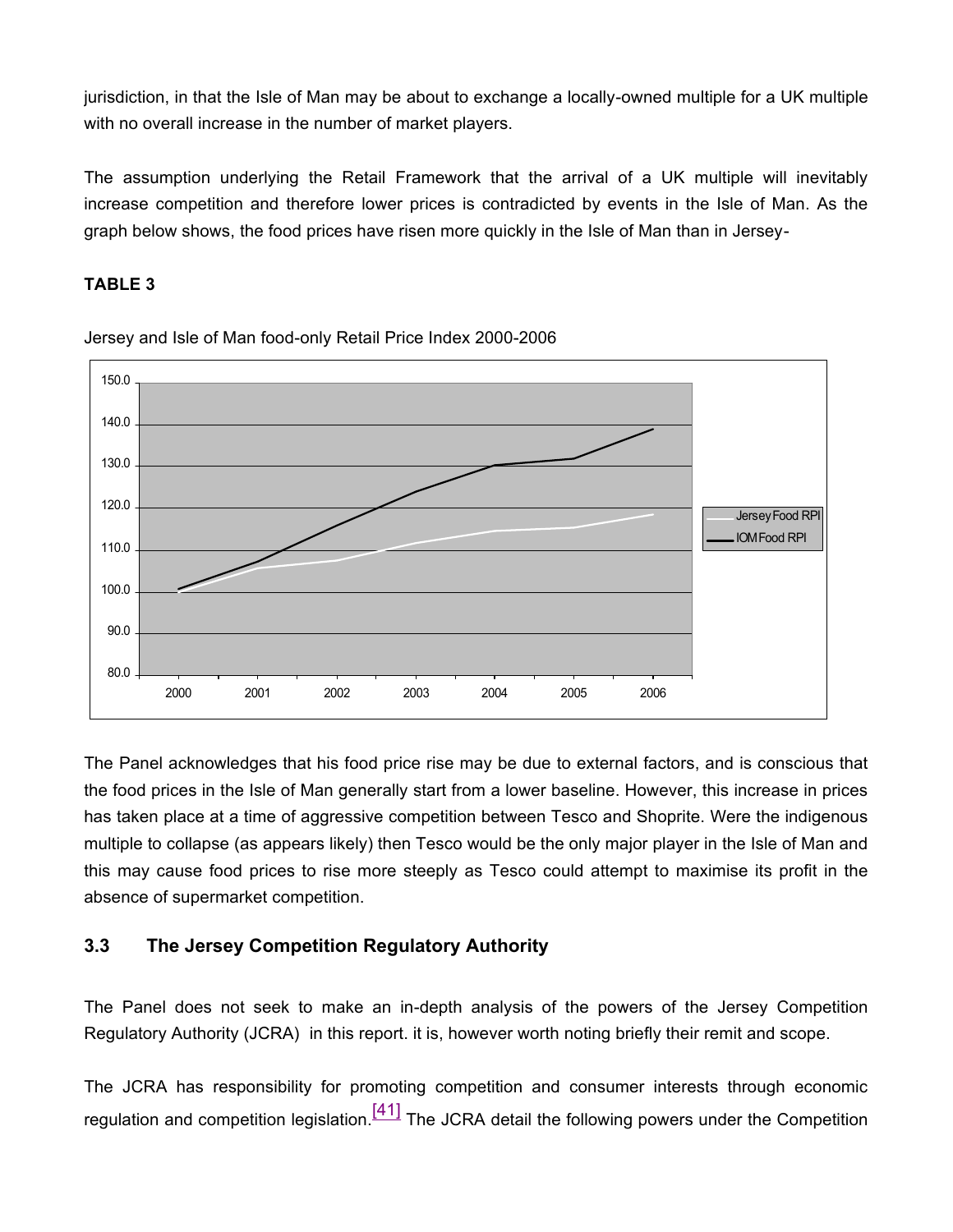jurisdiction, in that the Isle of Man may be about to exchange a locally-owned multiple for a UK multiple with no overall increase in the number of market players.

The assumption underlying the Retail Framework that the arrival of a UK multiple will inevitably increase competition and therefore lower prices is contradicted by events in the Isle of Man. As the graph below shows, the food prices have risen more quickly in the Isle of Man than in Jersey-

**TABLE 3**

Jersey and Isle of Man food-only Retail Price Index 2000-2006

The Panel acknowledges that his food price rise may be due to external factors, and is conscious that the food prices in the Isle of Man generally start from a lower baseline. However, this increase in prices has taken place at a time of aggressive competition between Tesco and Shoprite. Were the indigenous multiple to collapse (as appears likely) then Tesco would be the only major player in the Isle of Man and this may cause food prices to rise more steeply as Tesco could attempt to maximise its profit in the absence of supermarket competition.

## 3.3 The Jersey Competition Regulatory Authority

The Panel does not seek to make an in-depth analysis of the powers of the Jersey Competition Regulatory Authority (JCRA) in this report. it is, however worth noting briefly their remit and scope.

The JCRA has responsibility for promoting competition and consumer interests through economic regulation and competition legislation.[41] The JCRA detail the following powers under the Competition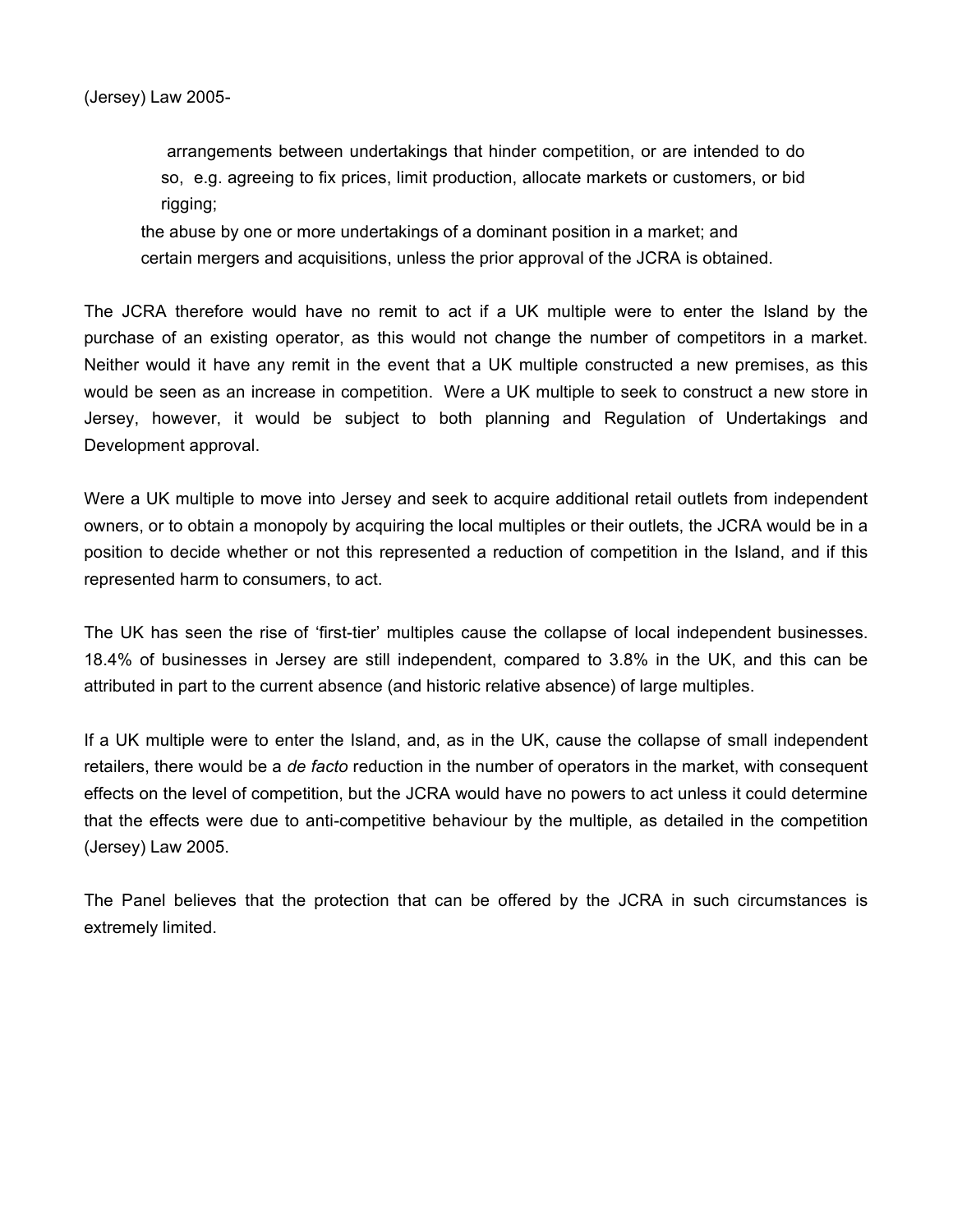(Jersey) Law 2005-

- arrangements between undertakings that hinder competition, or are intended to do so, e.g. agreeing to fix prices, limit production, allocate markets or customers, or bid rigging;
- the abuse by one or more undertakings of a dominant position in a market; and
- certain mergers and acquisitions, unless the prior approval of the JCRA is obtained.

The JCRA therefore would have no remit to act if a UK multiple were to enter the Island by the purchase of an existing operator, as this would not change the number of competitors in a market. Neither would it have any remit in the event that a UK multiple constructed a new premises, as this would be seen as an increase in competition. Were a UK multiple to seek to construct a new store in Jersey, however, it would be subject to both planning and Regulation of Undertakings and Development approval.

Were a UK multiple to move into Jersey and seek to acquire additional retail outlets from independent owners, or to obtain a monopoly by acquiring the local multiples or their outlets, the JCRA would be in a position to decide whether or not this represented a reduction of competition in the Island, and if this represented harm to consumers, to act.

The UK has seen the rise of 'first-tier' multiples cause the collapse of local independent businesses. 18.4% of businesses in Jersey are still independent, compared to 3.8% in the UK, and this can be attributed in part to the current absence (and historic relative absence) of large multiples.

If a UK multiple were to enter the Island, and, as in the UK, cause the collapse of small independent retailers, there would be a *de facto* reduction in the number of operators in the market, with consequent effects on the level of competition, but the JCRA would have no powers to act unless it could determine that the effects were due to anti-competitive behaviour by the multiple, as detailed in the competition (Jersey) Law 2005.

The Panel believes that the protection that can be offered by the JCRA in such circumstances is extremely limited.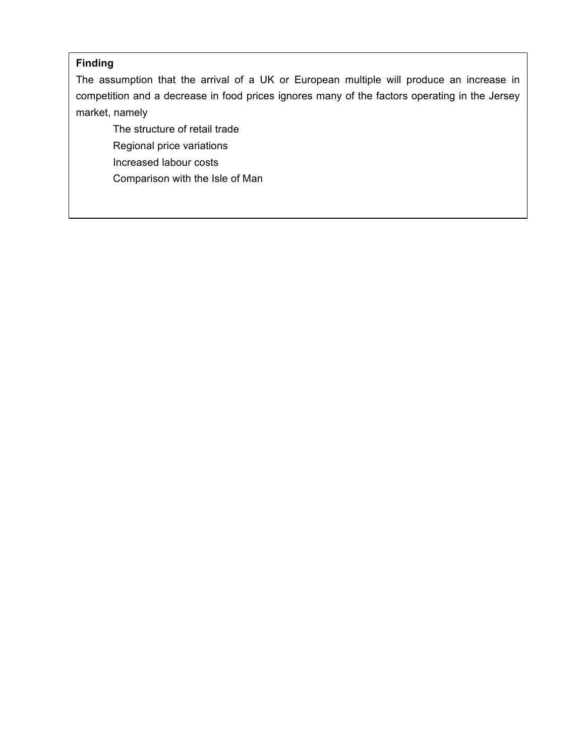**Finding**

The assumption that the arrival of a UK or European multiple will produce an increase in competition and a decrease in food prices ignores many of the factors operating in the Jersey market, namely

- The structure of retail trade
- Regional price variations
- Increased labour costs
- Comparison with the Isle of Man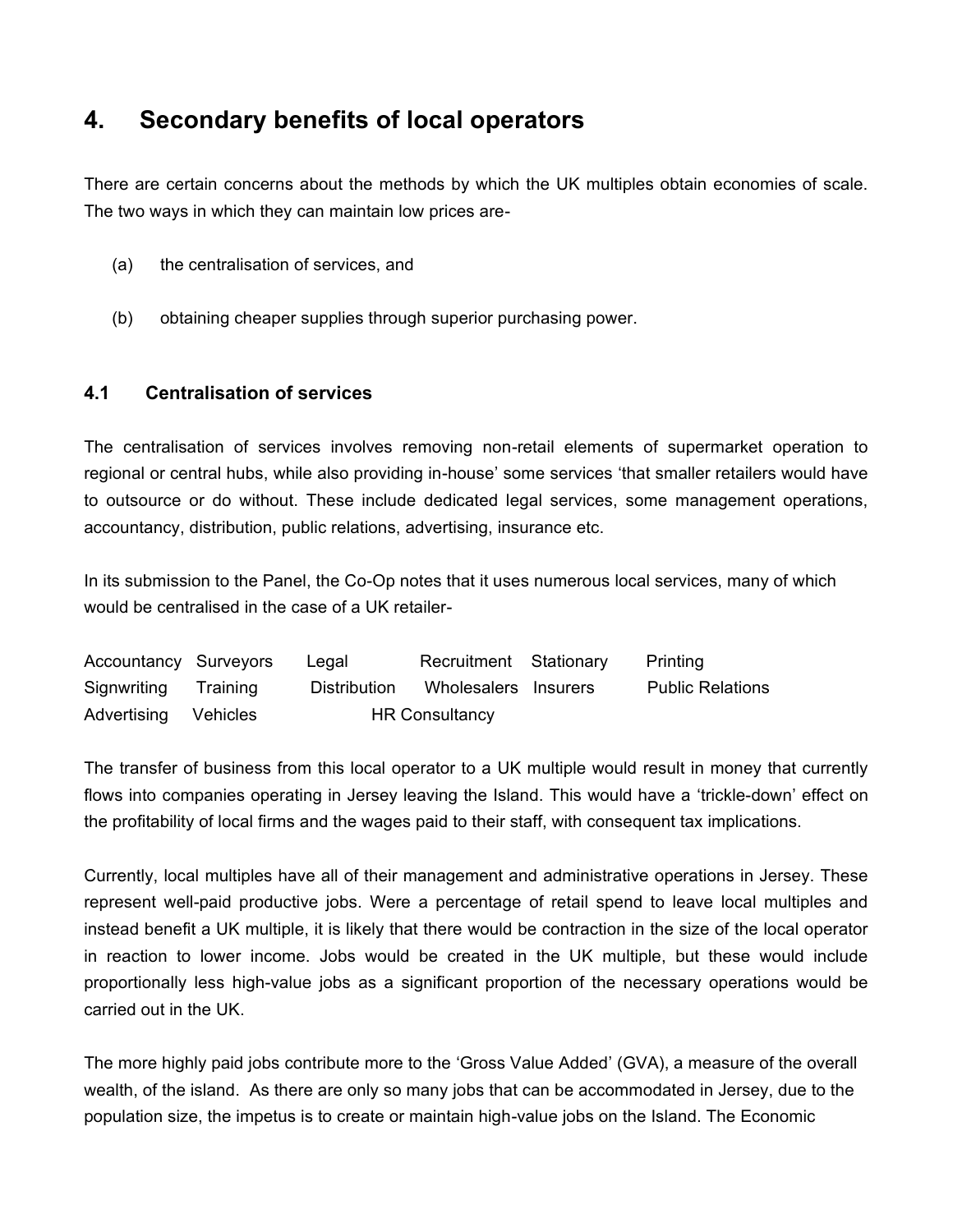## 4. Secondary benefits of local operators

There are certain concerns about the methods by which the UK multiples obtain economies of scale. The two ways in which they can maintain low prices are-

(a) the centralisation of services, and

(b) obtaining cheaper supplies through superior purchasing power.

### 4.1 Centralisation of services

The centralisation of services involves removing non-retail elements of supermarket operation to regional or central hubs, while also providing in-house' some services 'that smaller retailers would have to outsource or do without. These include dedicated legal services, some management operations, accountancy, distribution, public relations, advertising, insurance etc.

In its submission to the Panel, the Co-Op notes that it uses numerous local services, many of which would be centralised in the case of a UK retailer-

| | | | | | |
|---|---|---|---|---|---|
| Accountancy | Surveyors | Legal | Recruitment | Stationary | Printing |
| Signwriting | Training | Distribution | Wholesalers | Insurers | Public Relations |
| Advertising | Vehicles | HR Consultancy | | | |

The transfer of business from this local operator to a UK multiple would result in money that currently flows into companies operating in Jersey leaving the Island. This would have a 'trickle-down' effect on the profitability of local firms and the wages paid to their staff, with consequent tax implications.

Currently, local multiples have all of their management and administrative operations in Jersey. These represent well-paid productive jobs. Were a percentage of retail spend to leave local multiples and instead benefit a UK multiple, it is likely that there would be contraction in the size of the local operator in reaction to lower income. Jobs would be created in the UK multiple, but these would include proportionally less high-value jobs as a significant proportion of the necessary operations would be carried out in the UK.

The more highly paid jobs contribute more to the 'Gross Value Added' (GVA), a measure of the overall wealth, of the island. As there are only so many jobs that can be accommodated in Jersey, due to the population size, the impetus is to create or maintain high-value jobs on the Island. The Economic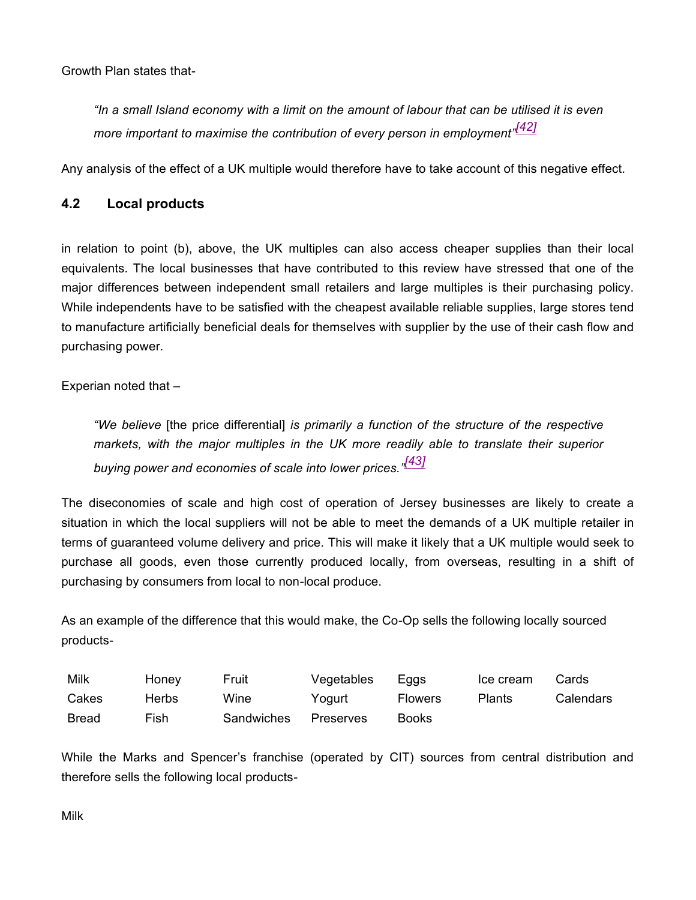Growth Plan states that-

> *"In a small Island economy with a limit on the amount of labour that can be utilised it is even more important to maximise the contribution of every person in employment"*[42]

Any analysis of the effect of a UK multiple would therefore have to take account of this negative effect.

### 4.2 Local products

in relation to point (b), above, the UK multiples can also access cheaper supplies than their local equivalents. The local businesses that have contributed to this review have stressed that one of the major differences between independent small retailers and large multiples is their purchasing policy. While independents have to be satisfied with the cheapest available reliable supplies, large stores tend to manufacture artificially beneficial deals for themselves with supplier by the use of their cash flow and purchasing power.

Experian noted that –

> *"We believe* [the price differential] *is primarily a function of the structure of the respective markets, with the major multiples in the UK more readily able to translate their superior buying power and economies of scale into lower prices."*[43]

The diseconomies of scale and high cost of operation of Jersey businesses are likely to create a situation in which the local suppliers will not be able to meet the demands of a UK multiple retailer in terms of guaranteed volume delivery and price. This will make it likely that a UK multiple would seek to purchase all goods, even those currently produced locally, from overseas, resulting in a shift of purchasing by consumers from local to non-local produce.

As an example of the difference that this would make, the Co-Op sells the following locally sourced products-

| | | | | | | |
|---|---|---|---|---|---|---|
| Milk | Honey | Fruit | Vegetables | Eggs | Ice cream | Cards |
| Cakes | Herbs | Wine | Yogurt | Flowers | Plants | Calendars |
| Bread | Fish | Sandwiches | Preserves | Books | | |

While the Marks and Spencer's franchise (operated by CIT) sources from central distribution and therefore sells the following local products-

Milk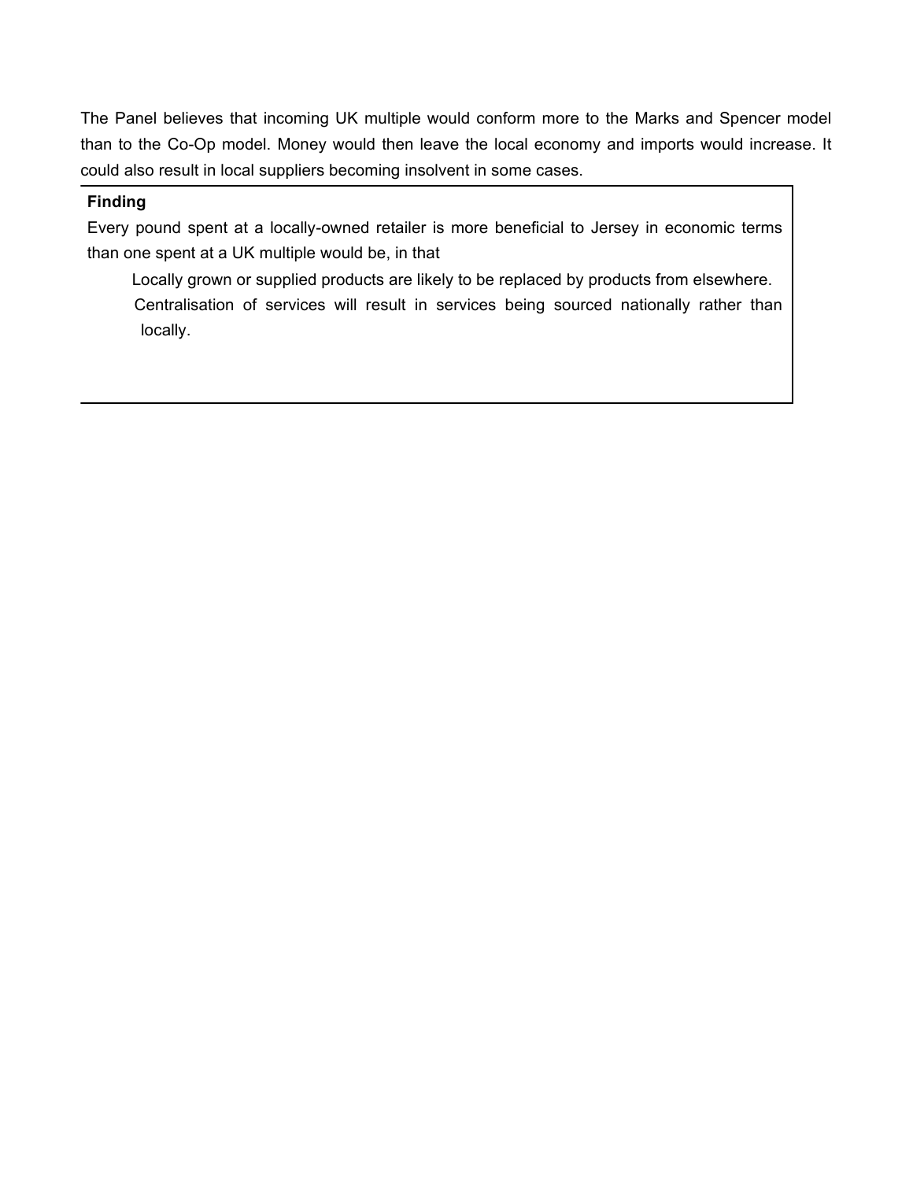The Panel believes that incoming UK multiple would conform more to the Marks and Spencer model than to the Co-Op model. Money would then leave the local economy and imports would increase. It could also result in local suppliers becoming insolvent in some cases.

**Finding**

Every pound spent at a locally-owned retailer is more beneficial to Jersey in economic terms than one spent at a UK multiple would be, in that

- Locally grown or supplied products are likely to be replaced by products from elsewhere.
- Centralisation of services will result in services being sourced nationally rather than locally.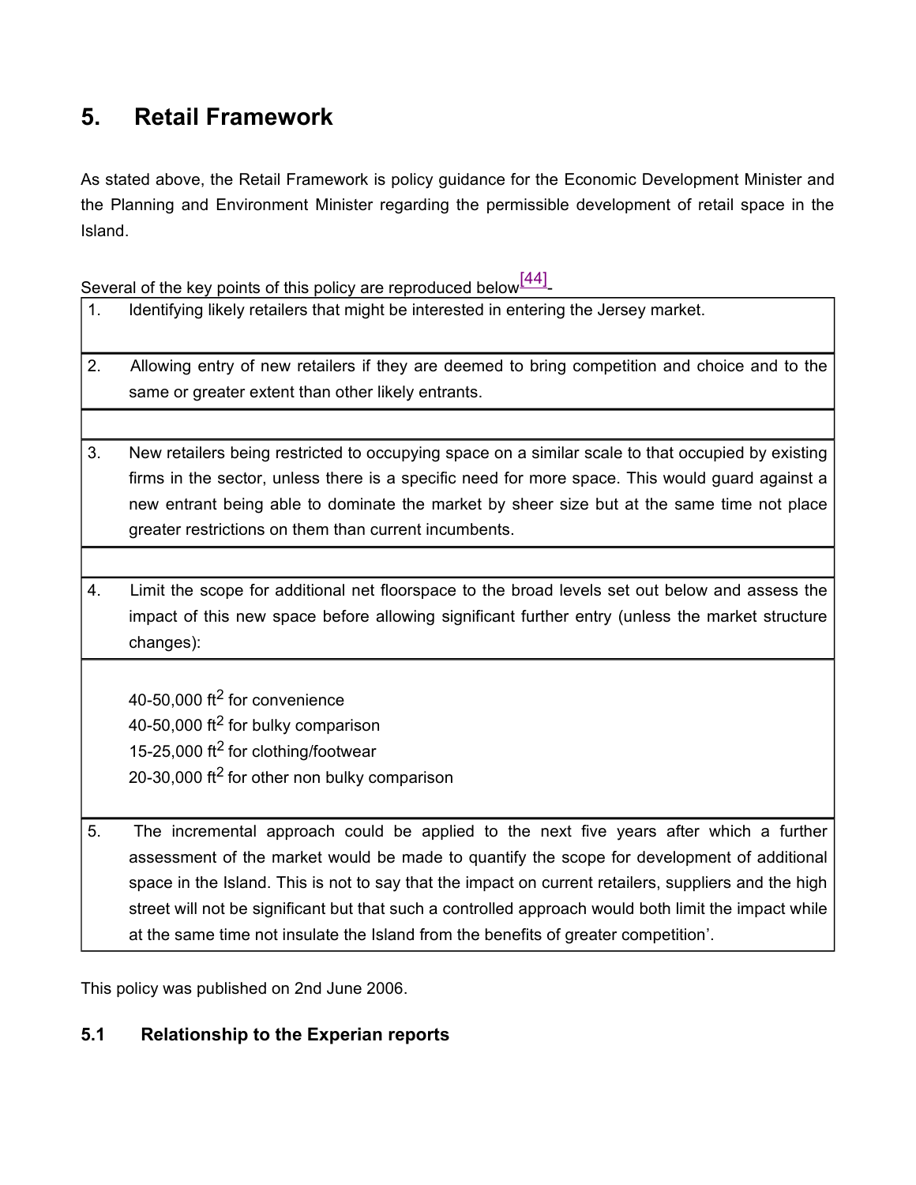## 5. Retail Framework

As stated above, the Retail Framework is policy guidance for the Economic Development Minister and the Planning and Environment Minister regarding the permissible development of retail space in the Island.

Several of the key points of this policy are reproduced below[44]-

| | |
|---|---|
| 1. | Identifying likely retailers that might be interested in entering the Jersey market. |
| 2. | Allowing entry of new retailers if they are deemed to bring competition and choice and to the same or greater extent than other likely entrants. |
| | |
| 3. | New retailers being restricted to occupying space on a similar scale to that occupied by existing firms in the sector, unless there is a specific need for more space. This would guard against a new entrant being able to dominate the market by sheer size but at the same time not place greater restrictions on them than current incumbents. |
| | |
| 4. | Limit the scope for additional net floorspace to the broad levels set out below and assess the impact of this new space before allowing significant further entry (unless the market structure changes): |
| | 40-50,000 ft$^2$ for convenience<br>40-50,000 ft$^2$ for bulky comparison<br>15-25,000 ft$^2$ for clothing/footwear<br>20-30,000 ft$^2$ for other non bulky comparison |
| 5. | The incremental approach could be applied to the next five years after which a further assessment of the market would be made to quantify the scope for development of additional space in the Island. This is not to say that the impact on current retailers, suppliers and the high street will not be significant but that such a controlled approach would both limit the impact while at the same time not insulate the Island from the benefits of greater competition'. |

This policy was published on 2nd June 2006.

### 5.1 Relationship to the Experian reports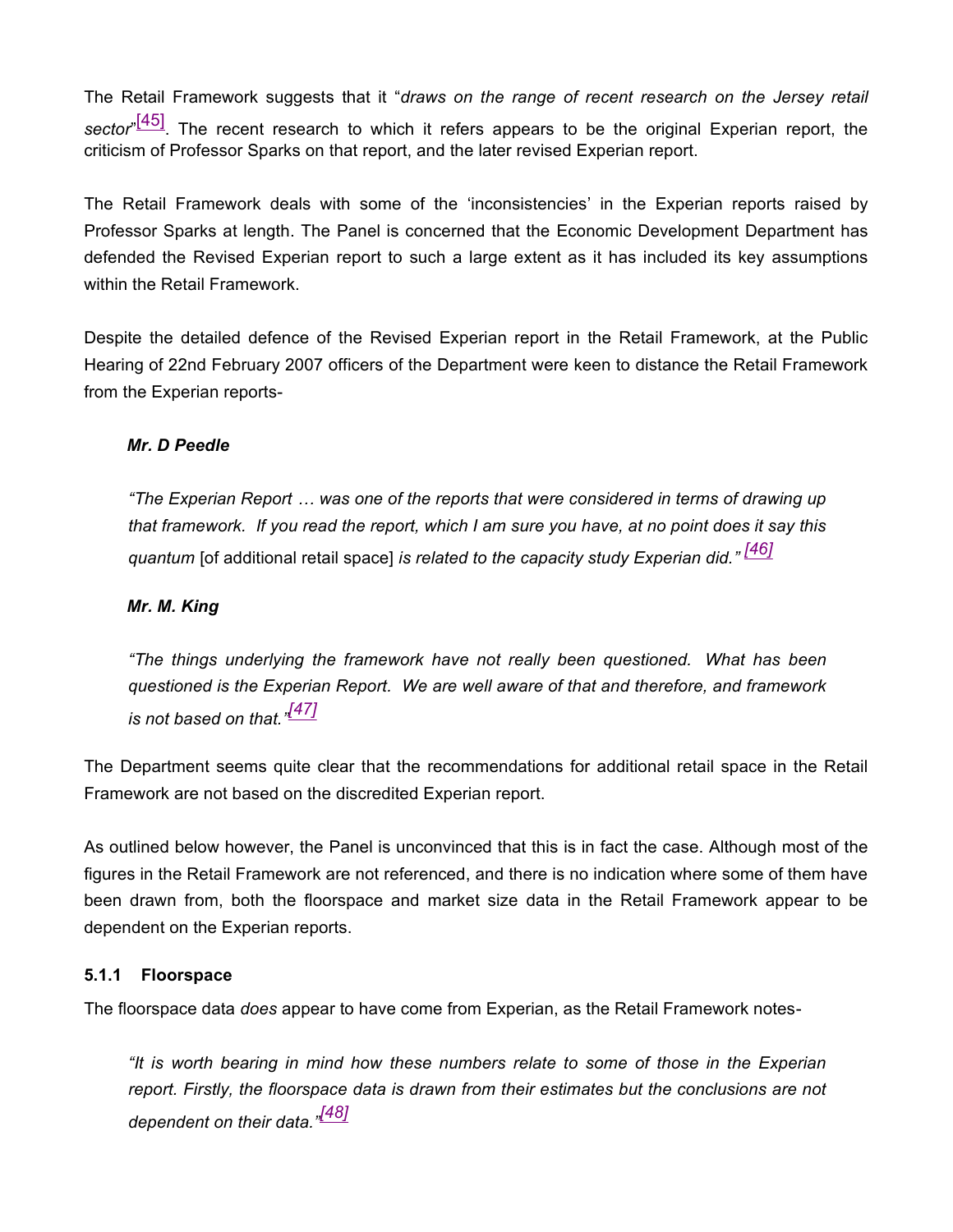The Retail Framework suggests that it "*draws on the range of recent research on the Jersey retail sector*"[45]. The recent research to which it refers appears to be the original Experian report, the criticism of Professor Sparks on that report, and the later revised Experian report.

The Retail Framework deals with some of the 'inconsistencies' in the Experian reports raised by Professor Sparks at length. The Panel is concerned that the Economic Development Department has defended the Revised Experian report to such a large extent as it has included its key assumptions within the Retail Framework.

Despite the detailed defence of the Revised Experian report in the Retail Framework, at the Public Hearing of 22nd February 2007 officers of the Department were keen to distance the Retail Framework from the Experian reports-

> ***Mr. D Peedle***
>
> *"The Experian Report … was one of the reports that were considered in terms of drawing up that framework. If you read the report, which I am sure you have, at no point does it say this quantum* [of additional retail space] *is related to the capacity study Experian did."* [46]
>
> ***Mr. M. King***
>
> *"The things underlying the framework have not really been questioned. What has been questioned is the Experian Report. We are well aware of that and therefore, and framework is not based on that."*[47]

The Department seems quite clear that the recommendations for additional retail space in the Retail Framework are not based on the discredited Experian report.

As outlined below however, the Panel is unconvinced that this is in fact the case. Although most of the figures in the Retail Framework are not referenced, and there is no indication where some of them have been drawn from, both the floorspace and market size data in the Retail Framework appear to be dependent on the Experian reports.

### 5.1.1 Floorspace

The floorspace data *does* appear to have come from Experian, as the Retail Framework notes-

> *"It is worth bearing in mind how these numbers relate to some of those in the Experian report. Firstly, the floorspace data is drawn from their estimates but the conclusions are not dependent on their data."*[48]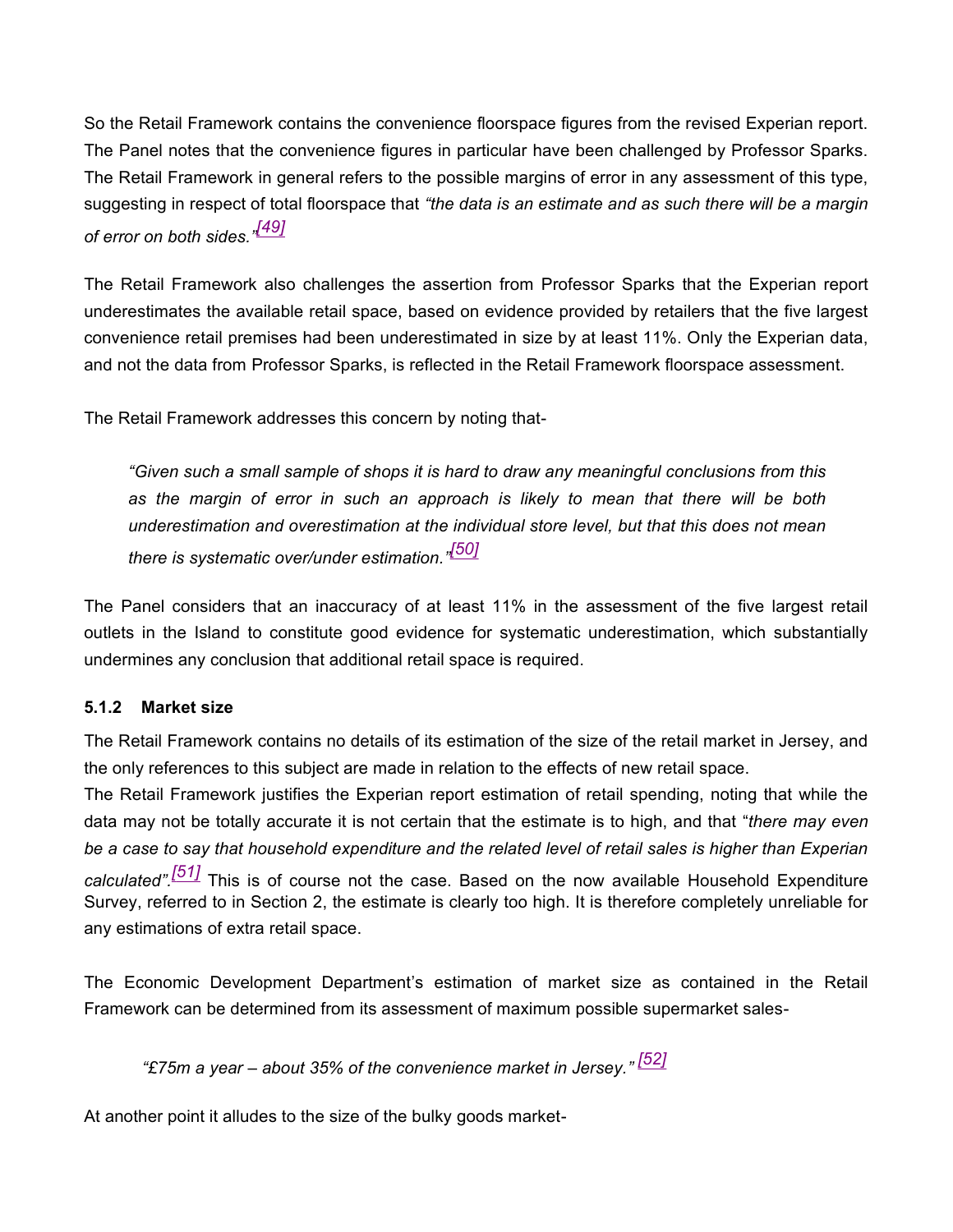So the Retail Framework contains the convenience floorspace figures from the revised Experian report. The Panel notes that the convenience figures in particular have been challenged by Professor Sparks. The Retail Framework in general refers to the possible margins of error in any assessment of this type, suggesting in respect of total floorspace that *"the data is an estimate and as such there will be a margin of error on both sides."*[49]

The Retail Framework also challenges the assertion from Professor Sparks that the Experian report underestimates the available retail space, based on evidence provided by retailers that the five largest convenience retail premises had been underestimated in size by at least 11%. Only the Experian data, and not the data from Professor Sparks, is reflected in the Retail Framework floorspace assessment.

The Retail Framework addresses this concern by noting that-

> *"Given such a small sample of shops it is hard to draw any meaningful conclusions from this as the margin of error in such an approach is likely to mean that there will be both underestimation and overestimation at the individual store level, but that this does not mean there is systematic over/under estimation."*[50]

The Panel considers that an inaccuracy of at least 11% in the assessment of the five largest retail outlets in the Island to constitute good evidence for systematic underestimation, which substantially undermines any conclusion that additional retail space is required.

### 5.1.2 Market size

The Retail Framework contains no details of its estimation of the size of the retail market in Jersey, and the only references to this subject are made in relation to the effects of new retail space.

The Retail Framework justifies the Experian report estimation of retail spending, noting that while the data may not be totally accurate it is not certain that the estimate is to high, and that "*there may even be a case to say that household expenditure and the related level of retail sales is higher than Experian calculated".*[51] This is of course not the case. Based on the now available Household Expenditure Survey, referred to in Section 2, the estimate is clearly too high. It is therefore completely unreliable for any estimations of extra retail space.

The Economic Development Department's estimation of market size as contained in the Retail Framework can be determined from its assessment of maximum possible supermarket sales-

> *"£75m a year – about 35% of the convenience market in Jersey."* [52]

At another point it alludes to the size of the bulky goods market-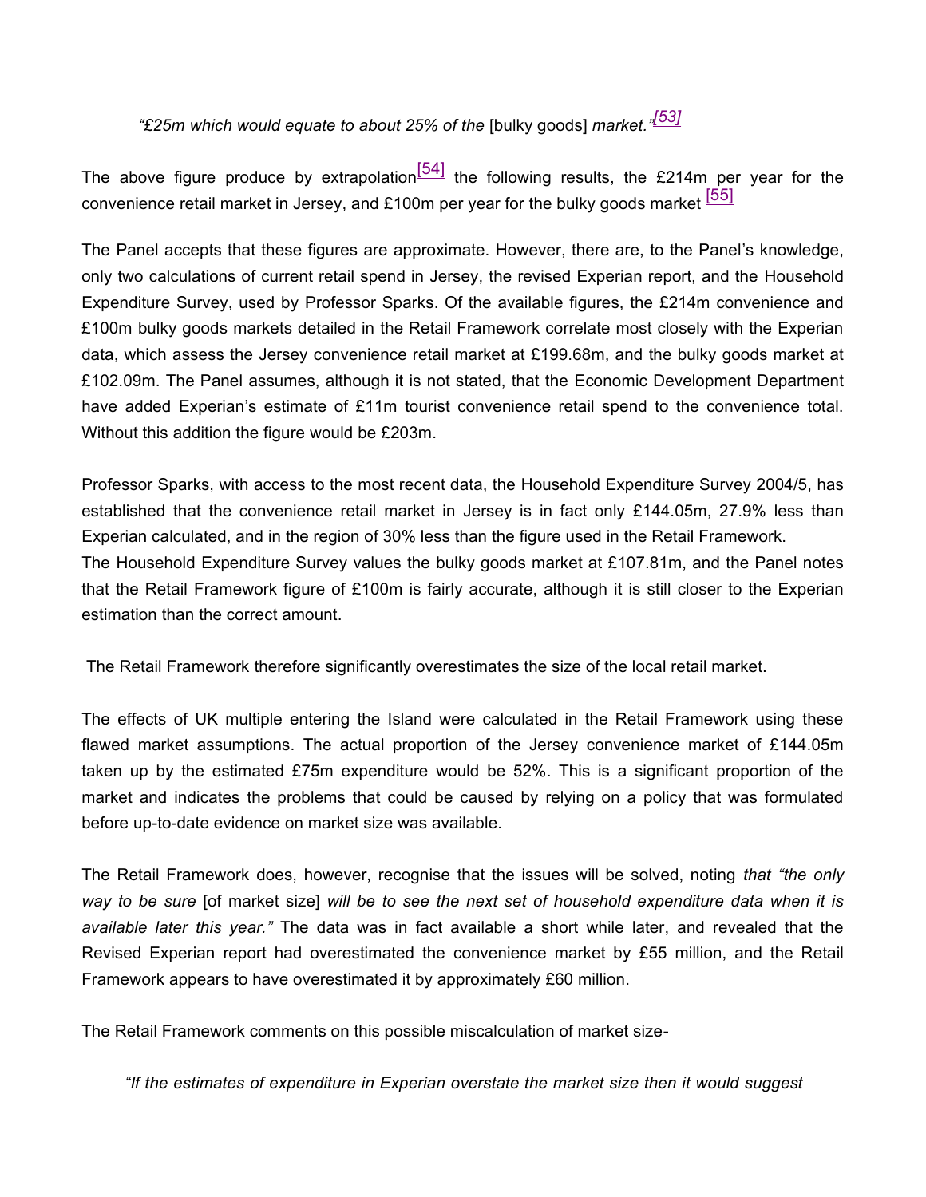*"£25m which would equate to about 25% of the* [bulky goods] *market."*[53]

The above figure produce by extrapolation[54] the following results, the £214m per year for the convenience retail market in Jersey, and £100m per year for the bulky goods market [55]

The Panel accepts that these figures are approximate. However, there are, to the Panel's knowledge, only two calculations of current retail spend in Jersey, the revised Experian report, and the Household Expenditure Survey, used by Professor Sparks. Of the available figures, the £214m convenience and £100m bulky goods markets detailed in the Retail Framework correlate most closely with the Experian data, which assess the Jersey convenience retail market at £199.68m, and the bulky goods market at £102.09m. The Panel assumes, although it is not stated, that the Economic Development Department have added Experian's estimate of £11m tourist convenience retail spend to the convenience total. Without this addition the figure would be £203m.

Professor Sparks, with access to the most recent data, the Household Expenditure Survey 2004/5, has established that the convenience retail market in Jersey is in fact only £144.05m, 27.9% less than Experian calculated, and in the region of 30% less than the figure used in the Retail Framework. The Household Expenditure Survey values the bulky goods market at £107.81m, and the Panel notes that the Retail Framework figure of £100m is fairly accurate, although it is still closer to the Experian estimation than the correct amount.

The Retail Framework therefore significantly overestimates the size of the local retail market.

The effects of UK multiple entering the Island were calculated in the Retail Framework using these flawed market assumptions. The actual proportion of the Jersey convenience market of £144.05m taken up by the estimated £75m expenditure would be 52%. This is a significant proportion of the market and indicates the problems that could be caused by relying on a policy that was formulated before up-to-date evidence on market size was available.

The Retail Framework does, however, recognise that the issues will be solved, noting *that "the only way to be sure* [of market size] *will be to see the next set of household expenditure data when it is available later this year."* The data was in fact available a short while later, and revealed that the Revised Experian report had overestimated the convenience market by £55 million, and the Retail Framework appears to have overestimated it by approximately £60 million.

The Retail Framework comments on this possible miscalculation of market size-

*"If the estimates of expenditure in Experian overstate the market size then it would suggest*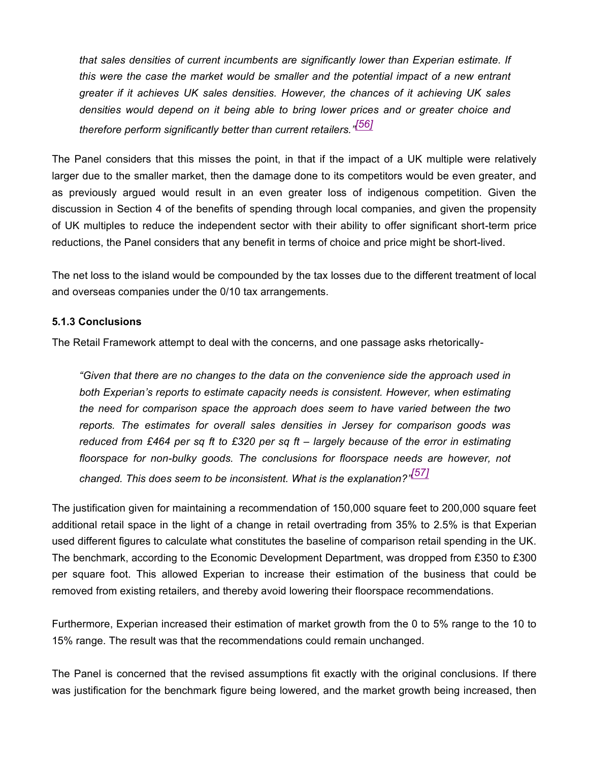> *that sales densities of current incumbents are significantly lower than Experian estimate. If this were the case the market would be smaller and the potential impact of a new entrant greater if it achieves UK sales densities. However, the chances of it achieving UK sales densities would depend on it being able to bring lower prices and or greater choice and therefore perform significantly better than current retailers."*[56]

The Panel considers that this misses the point, in that if the impact of a UK multiple were relatively larger due to the smaller market, then the damage done to its competitors would be even greater, and as previously argued would result in an even greater loss of indigenous competition. Given the discussion in Section 4 of the benefits of spending through local companies, and given the propensity of UK multiples to reduce the independent sector with their ability to offer significant short-term price reductions, the Panel considers that any benefit in terms of choice and price might be short-lived.

The net loss to the island would be compounded by the tax losses due to the different treatment of local and overseas companies under the 0/10 tax arrangements.

### 5.1.3 Conclusions

The Retail Framework attempt to deal with the concerns, and one passage asks rhetorically-

> *"Given that there are no changes to the data on the convenience side the approach used in both Experian's reports to estimate capacity needs is consistent. However, when estimating the need for comparison space the approach does seem to have varied between the two reports. The estimates for overall sales densities in Jersey for comparison goods was reduced from £464 per sq ft to £320 per sq ft – largely because of the error in estimating floorspace for non-bulky goods. The conclusions for floorspace needs are however, not changed. This does seem to be inconsistent. What is the explanation?"*[57]

The justification given for maintaining a recommendation of 150,000 square feet to 200,000 square feet additional retail space in the light of a change in retail overtrading from 35% to 2.5% is that Experian used different figures to calculate what constitutes the baseline of comparison retail spending in the UK. The benchmark, according to the Economic Development Department, was dropped from £350 to £300 per square foot. This allowed Experian to increase their estimation of the business that could be removed from existing retailers, and thereby avoid lowering their floorspace recommendations.

Furthermore, Experian increased their estimation of market growth from the 0 to 5% range to the 10 to 15% range. The result was that the recommendations could remain unchanged.

The Panel is concerned that the revised assumptions fit exactly with the original conclusions. If there was justification for the benchmark figure being lowered, and the market growth being increased, then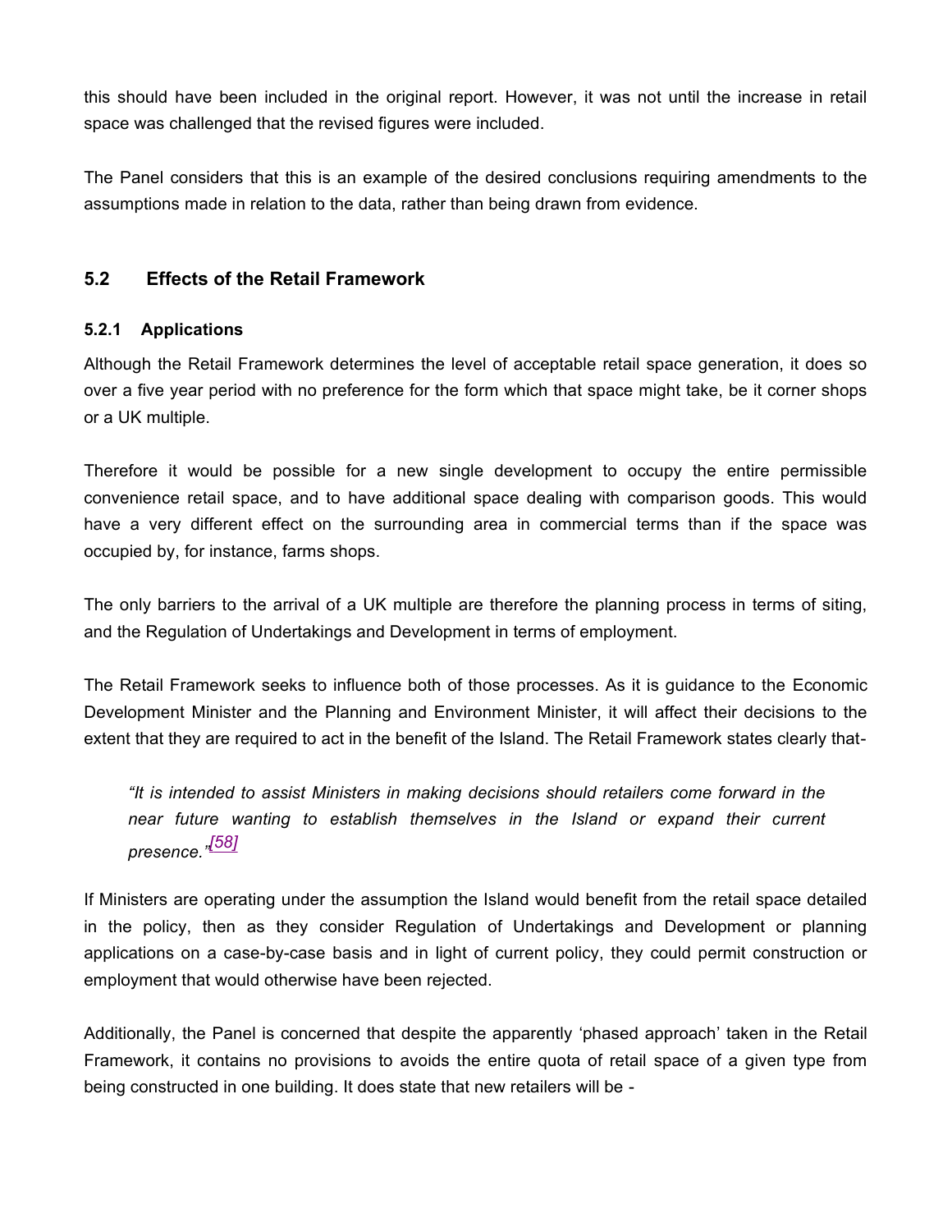this should have been included in the original report. However, it was not until the increase in retail space was challenged that the revised figures were included.

The Panel considers that this is an example of the desired conclusions requiring amendments to the assumptions made in relation to the data, rather than being drawn from evidence.

## 5.2 Effects of the Retail Framework

### 5.2.1 Applications

Although the Retail Framework determines the level of acceptable retail space generation, it does so over a five year period with no preference for the form which that space might take, be it corner shops or a UK multiple.

Therefore it would be possible for a new single development to occupy the entire permissible convenience retail space, and to have additional space dealing with comparison goods. This would have a very different effect on the surrounding area in commercial terms than if the space was occupied by, for instance, farms shops.

The only barriers to the arrival of a UK multiple are therefore the planning process in terms of siting, and the Regulation of Undertakings and Development in terms of employment.

The Retail Framework seeks to influence both of those processes. As it is guidance to the Economic Development Minister and the Planning and Environment Minister, it will affect their decisions to the extent that they are required to act in the benefit of the Island. The Retail Framework states clearly that-

> *"It is intended to assist Ministers in making decisions should retailers come forward in the near future wanting to establish themselves in the Island or expand their current presence."*[58]

If Ministers are operating under the assumption the Island would benefit from the retail space detailed in the policy, then as they consider Regulation of Undertakings and Development or planning applications on a case-by-case basis and in light of current policy, they could permit construction or employment that would otherwise have been rejected.

Additionally, the Panel is concerned that despite the apparently 'phased approach' taken in the Retail Framework, it contains no provisions to avoids the entire quota of retail space of a given type from being constructed in one building. It does state that new retailers will be -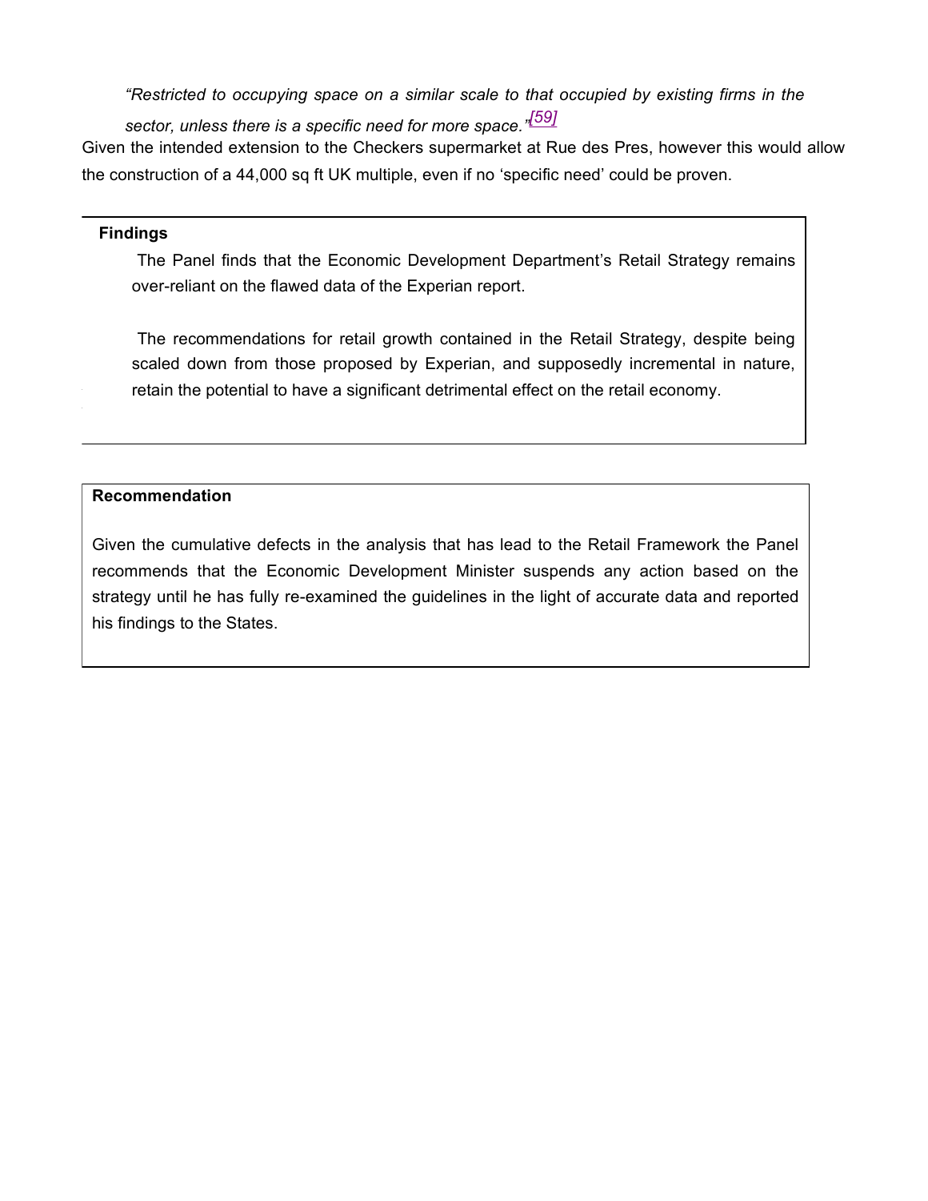*"Restricted to occupying space on a similar scale to that occupied by existing firms in the sector, unless there is a specific need for more space."*[59]

Given the intended extension to the Checkers supermarket at Rue des Pres, however this would allow the construction of a 44,000 sq ft UK multiple, even if no 'specific need' could be proven.

**Findings**

The Panel finds that the Economic Development Department's Retail Strategy remains over-reliant on the flawed data of the Experian report.

The recommendations for retail growth contained in the Retail Strategy, despite being scaled down from those proposed by Experian, and supposedly incremental in nature, retain the potential to have a significant detrimental effect on the retail economy.

**Recommendation**

Given the cumulative defects in the analysis that has lead to the Retail Framework the Panel recommends that the Economic Development Minister suspends any action based on the strategy until he has fully re-examined the guidelines in the light of accurate data and reported his findings to the States.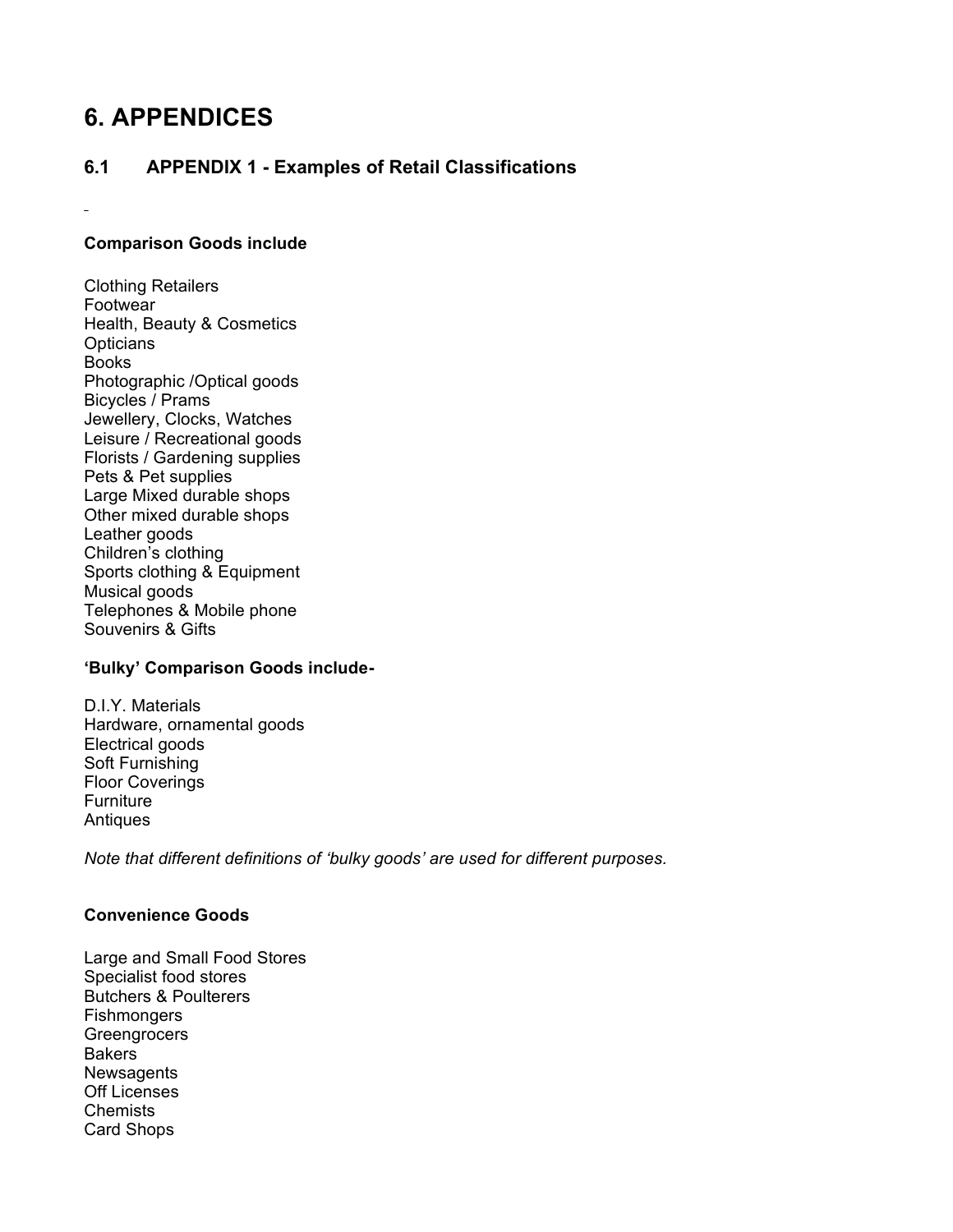# 6. APPENDICES

## 6.1 APPENDIX 1 - Examples of Retail Classifications

**Comparison Goods include**

Clothing Retailers
Footwear
Health, Beauty & Cosmetics
Opticians
Books
Photographic /Optical goods
Bicycles / Prams
Jewellery, Clocks, Watches
Leisure / Recreational goods
Florists / Gardening supplies
Pets & Pet supplies
Large Mixed durable shops
Other mixed durable shops
Leather goods
Children's clothing
Sports clothing & Equipment
Musical goods
Telephones & Mobile phone
Souvenirs & Gifts

**'Bulky' Comparison Goods include-**

D.I.Y. Materials
Hardware, ornamental goods
Electrical goods
Soft Furnishing
Floor Coverings
Furniture
Antiques

*Note that different definitions of 'bulky goods' are used for different purposes.*

**Convenience Goods**

Large and Small Food Stores
Specialist food stores
Butchers & Poulterers
Fishmongers
Greengrocers
Bakers
Newsagents
Off Licenses
Chemists
Card Shops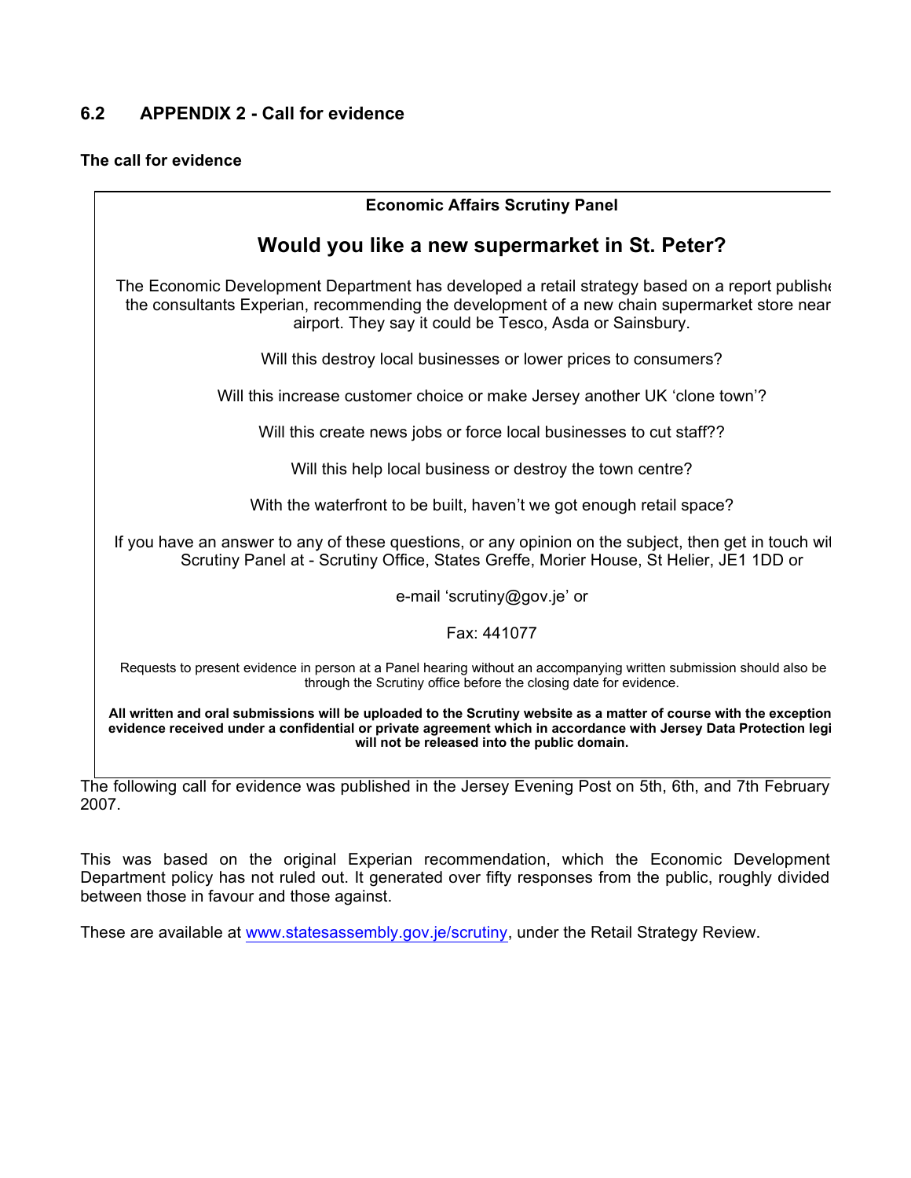### 6.2 APPENDIX 2 - Call for evidence

**The call for evidence**

**Economic Affairs Scrutiny Panel**

## Would you like a new supermarket in St. Peter?

The Economic Development Department has developed a retail strategy based on a report publishe the consultants Experian, recommending the development of a new chain supermarket store near airport. They say it could be Tesco, Asda or Sainsbury.

Will this destroy local businesses or lower prices to consumers?

Will this increase customer choice or make Jersey another UK 'clone town'?

Will this create news jobs or force local businesses to cut staff??

Will this help local business or destroy the town centre?

With the waterfront to be built, haven't we got enough retail space?

If you have an answer to any of these questions, or any opinion on the subject, then get in touch wi Scrutiny Panel at - Scrutiny Office, States Greffe, Morier House, St Helier, JE1 1DD or

e-mail 'scrutiny@gov.je' or

Fax: 441077

Requests to present evidence in person at a Panel hearing without an accompanying written submission should also be through the Scrutiny office before the closing date for evidence.

**All written and oral submissions will be uploaded to the Scrutiny website as a matter of course with the exception evidence received under a confidential or private agreement which in accordance with Jersey Data Protection legi will not be released into the public domain.**

The following call for evidence was published in the Jersey Evening Post on 5th, 6th, and 7th February 2007.

This was based on the original Experian recommendation, which the Economic Development Department policy has not ruled out. It generated over fifty responses from the public, roughly divided between those in favour and those against.

These are available at www.statesassembly.gov.je/scrutiny, under the Retail Strategy Review.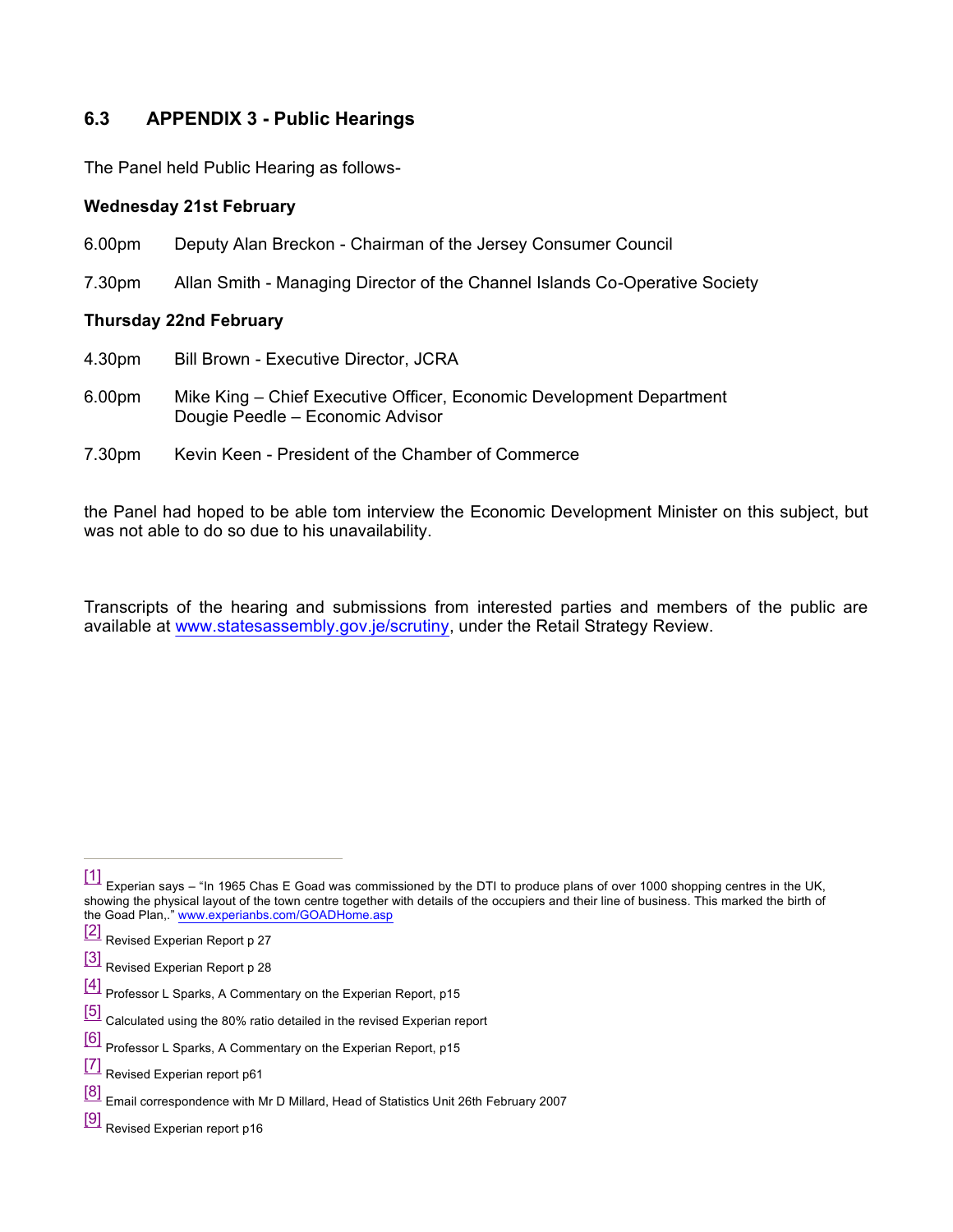## 6.3 APPENDIX 3 - Public Hearings

The Panel held Public Hearing as follows-

**Wednesday 21st February**

6.00pm Deputy Alan Breckon - Chairman of the Jersey Consumer Council

7.30pm Allan Smith - Managing Director of the Channel Islands Co-Operative Society

**Thursday 22nd February**

4.30pm Bill Brown - Executive Director, JCRA

6.00pm Mike King – Chief Executive Officer, Economic Development Department
Dougie Peedle – Economic Advisor

7.30pm Kevin Keen - President of the Chamber of Commerce

the Panel had hoped to be able tom interview the Economic Development Minister on this subject, but was not able to do so due to his unavailability.

Transcripts of the hearing and submissions from interested parties and members of the public are available at www.statesassembly.gov.je/scrutiny, under the Retail Strategy Review.

---

[1] Experian says – "In 1965 Chas E Goad was commissioned by the DTI to produce plans of over 1000 shopping centres in the UK, showing the physical layout of the town centre together with details of the occupiers and their line of business. This marked the birth of the Goad Plan,." www.experianbs.com/GOADHome.asp

[2] Revised Experian Report p 27

[3] Revised Experian Report p 28

[4] Professor L Sparks, A Commentary on the Experian Report, p15

[5] Calculated using the 80% ratio detailed in the revised Experian report

[6] Professor L Sparks, A Commentary on the Experian Report, p15

[7] Revised Experian report p61

[8] Email correspondence with Mr D Millard, Head of Statistics Unit 26th February 2007

[9] Revised Experian report p16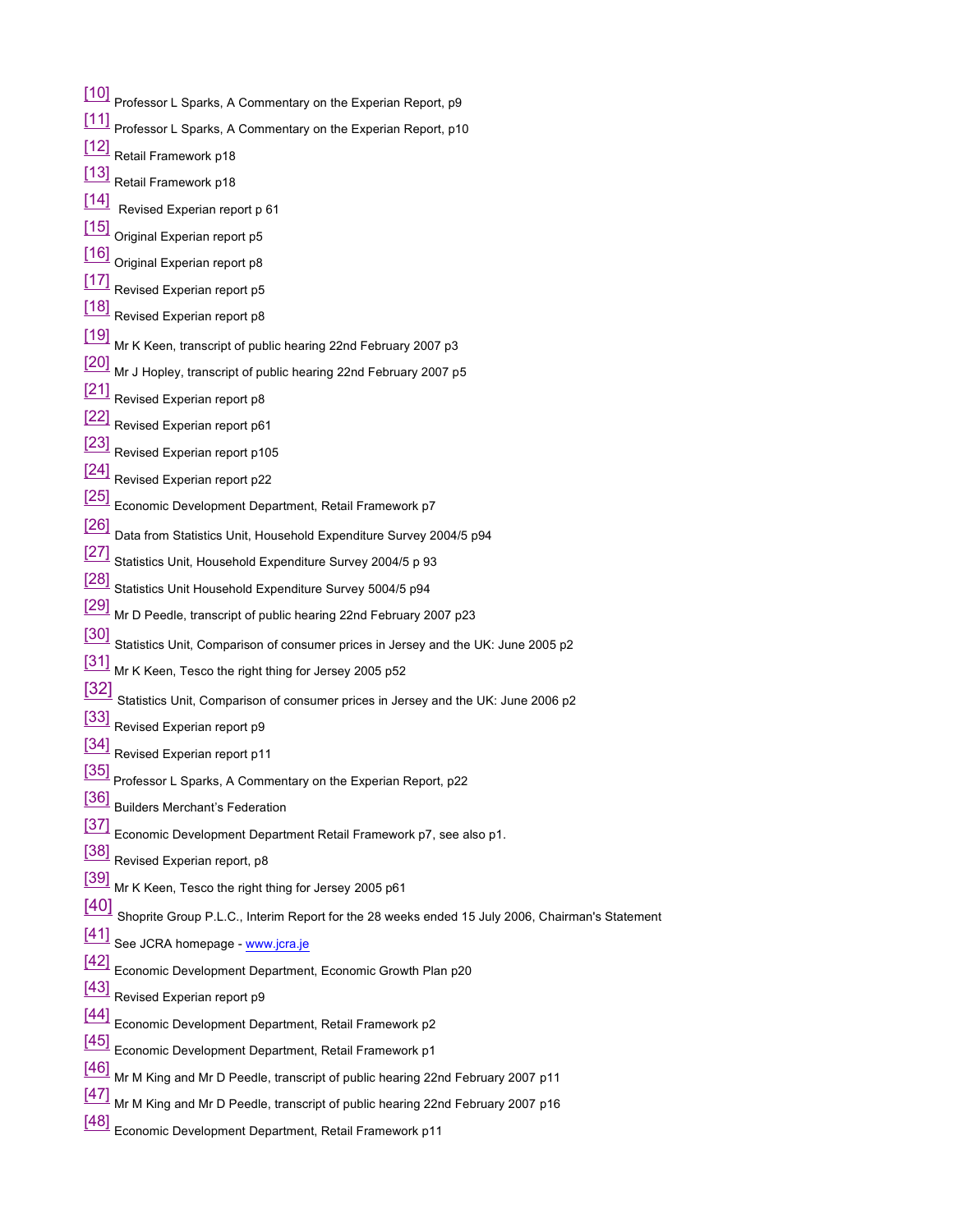[10] Professor L Sparks, A Commentary on the Experian Report, p9

[11] Professor L Sparks, A Commentary on the Experian Report, p10

[12] Retail Framework p18

[13] Retail Framework p18

[14] Revised Experian report p 61

[15] Original Experian report p5

[16] Original Experian report p8

[17] Revised Experian report p5

[18] Revised Experian report p8

[19] Mr K Keen, transcript of public hearing 22nd February 2007 p3

[20] Mr J Hopley, transcript of public hearing 22nd February 2007 p5

[21] Revised Experian report p8

[22] Revised Experian report p61

[23] Revised Experian report p105

[24] Revised Experian report p22

[25] Economic Development Department, Retail Framework p7

[26] Data from Statistics Unit, Household Expenditure Survey 2004/5 p94

[27] Statistics Unit, Household Expenditure Survey 2004/5 p 93

[28] Statistics Unit Household Expenditure Survey 5004/5 p94

[29] Mr D Peedle, transcript of public hearing 22nd February 2007 p23

[30] Statistics Unit, Comparison of consumer prices in Jersey and the UK: June 2005 p2

[31] Mr K Keen, Tesco the right thing for Jersey 2005 p52

[32] Statistics Unit, Comparison of consumer prices in Jersey and the UK: June 2006 p2

[33] Revised Experian report p9

[34] Revised Experian report p11

[35] Professor L Sparks, A Commentary on the Experian Report, p22

[36] Builders Merchant's Federation

[37] Economic Development Department Retail Framework p7, see also p1.

[38] Revised Experian report, p8

[39] Mr K Keen, Tesco the right thing for Jersey 2005 p61

[40] Shoprite Group P.L.C., Interim Report for the 28 weeks ended 15 July 2006, Chairman's Statement

[41] See JCRA homepage - www.jcra.je

[42] Economic Development Department, Economic Growth Plan p20

[43] Revised Experian report p9

[44] Economic Development Department, Retail Framework p2

[45] Economic Development Department, Retail Framework p1

[46] Mr M King and Mr D Peedle, transcript of public hearing 22nd February 2007 p11

[47] Mr M King and Mr D Peedle, transcript of public hearing 22nd February 2007 p16

[48] Economic Development Department, Retail Framework p11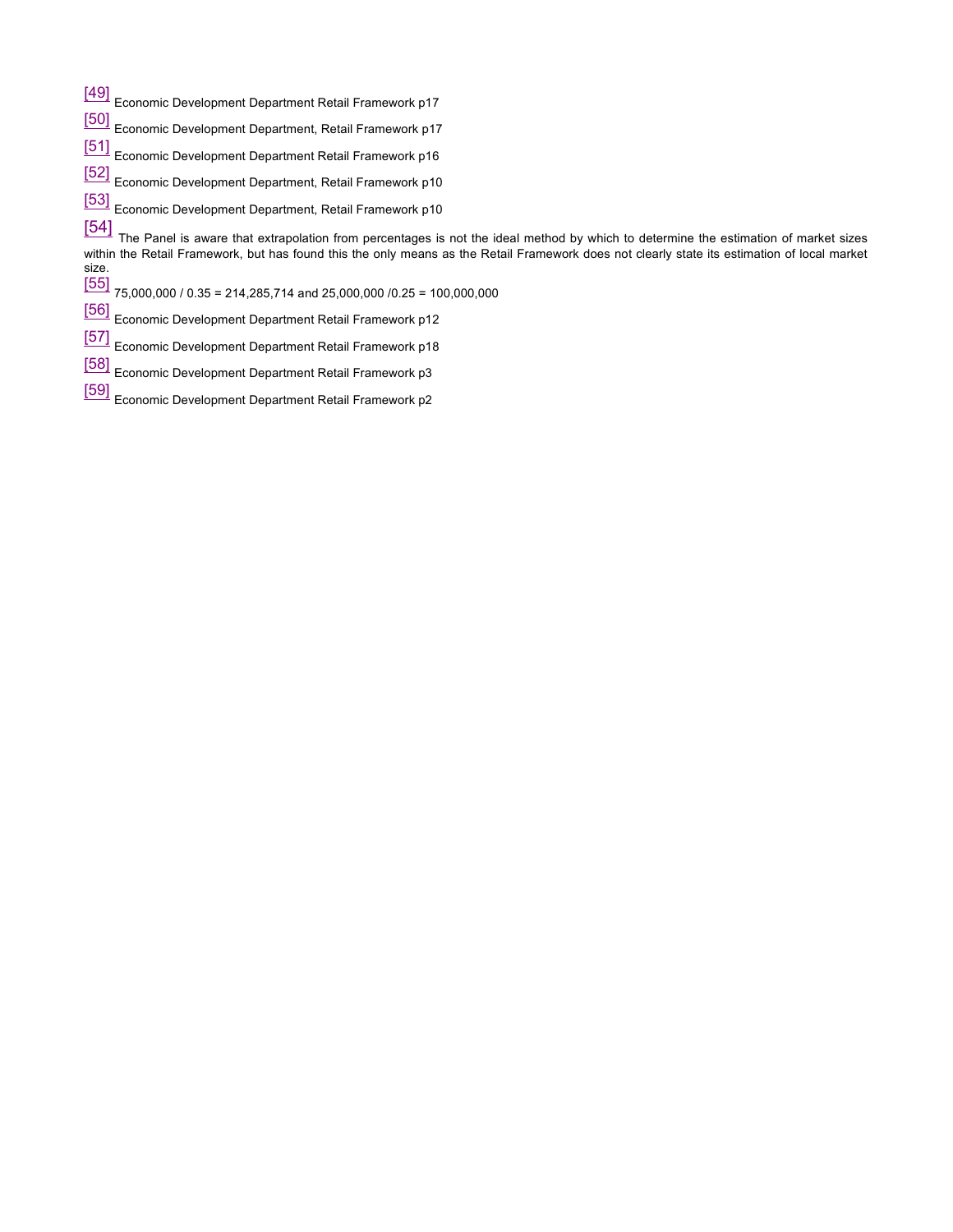[49] Economic Development Department Retail Framework p17

[50] Economic Development Department, Retail Framework p17

[51] Economic Development Department Retail Framework p16

[52] Economic Development Department, Retail Framework p10

[53] Economic Development Department, Retail Framework p10

[54] The Panel is aware that extrapolation from percentages is not the ideal method by which to determine the estimation of market sizes within the Retail Framework, but has found this the only means as the Retail Framework does not clearly state its estimation of local market size.

[55] 75,000,000 / 0.35 = 214,285,714 and 25,000,000 /0.25 = 100,000,000

[56] Economic Development Department Retail Framework p12

[57] Economic Development Department Retail Framework p18

[58] Economic Development Department Retail Framework p3

[59] Economic Development Department Retail Framework p2